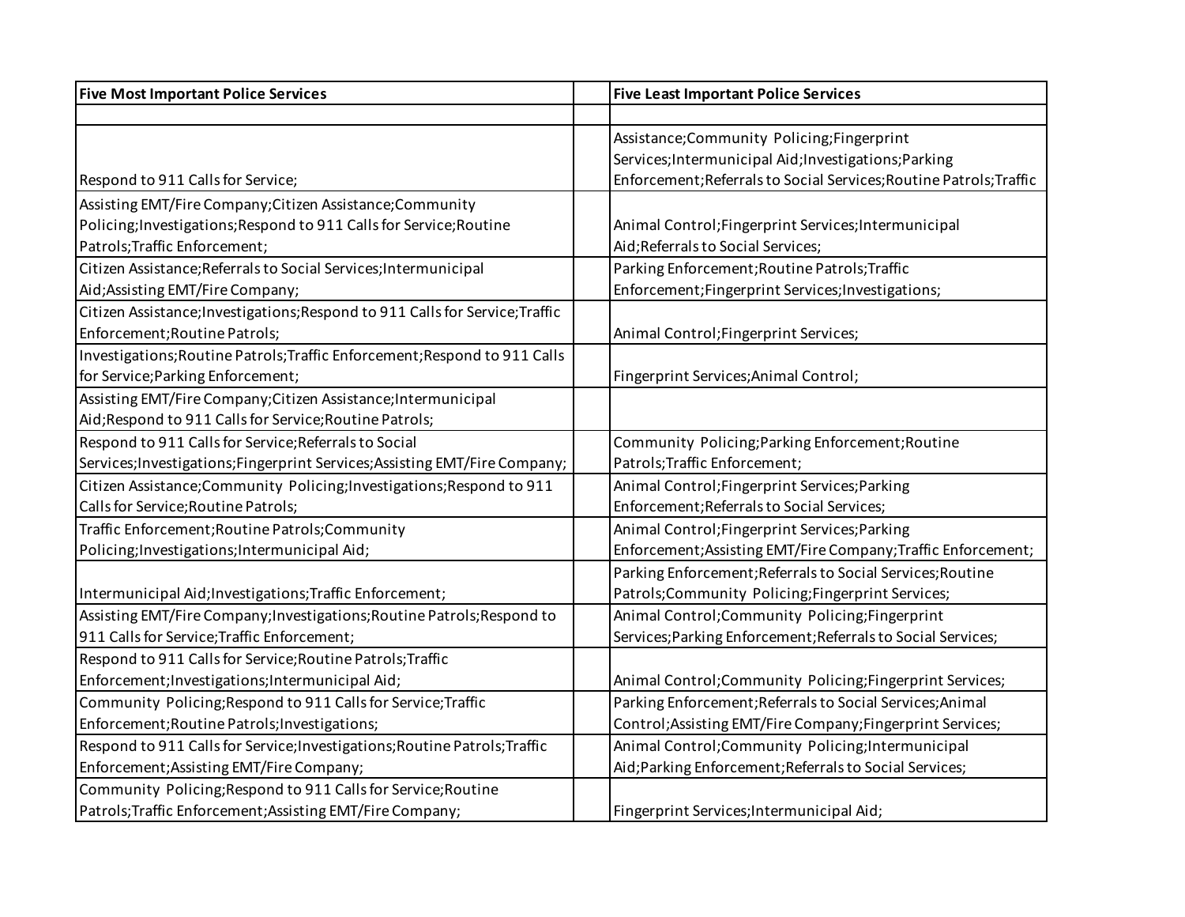| Five Most Important Police Services | | Five Least Important Police Services |
|---|---|---|
| | | |
| Respond to 911 Calls for Service; | | Assistance;Community Policing;Fingerprint Services;Intermunicipal Aid;Investigations;Parking Enforcement;Referrals to Social Services;Routine Patrols;Traffic |
| Assisting EMT/Fire Company;Citizen Assistance;Community Policing;Investigations;Respond to 911 Calls for Service;Routine Patrols;Traffic Enforcement; | | Animal Control;Fingerprint Services;Intermunicipal Aid;Referrals to Social Services; |
| Citizen Assistance;Referrals to Social Services;Intermunicipal Aid;Assisting EMT/Fire Company; | | Parking Enforcement;Routine Patrols;Traffic Enforcement;Fingerprint Services;Investigations; |
| Citizen Assistance;Investigations;Respond to 911 Calls for Service;Traffic Enforcement;Routine Patrols; | | Animal Control;Fingerprint Services; |
| Investigations;Routine Patrols;Traffic Enforcement;Respond to 911 Calls for Service;Parking Enforcement; | | Fingerprint Services;Animal Control; |
| Assisting EMT/Fire Company;Citizen Assistance;Intermunicipal Aid;Respond to 911 Calls for Service;Routine Patrols; | | |
| Respond to 911 Calls for Service;Referrals to Social Services;Investigations;Fingerprint Services;Assisting EMT/Fire Company; | | Community Policing;Parking Enforcement;Routine Patrols;Traffic Enforcement; |
| Citizen Assistance;Community Policing;Investigations;Respond to 911 Calls for Service;Routine Patrols; | | Animal Control;Fingerprint Services;Parking Enforcement;Referrals to Social Services; |
| Traffic Enforcement;Routine Patrols;Community Policing;Investigations;Intermunicipal Aid; | | Animal Control;Fingerprint Services;Parking Enforcement;Assisting EMT/Fire Company;Traffic Enforcement; |
| Intermunicipal Aid;Investigations;Traffic Enforcement; | | Parking Enforcement;Referrals to Social Services;Routine Patrols;Community Policing;Fingerprint Services; |
| Assisting EMT/Fire Company;Investigations;Routine Patrols;Respond to 911 Calls for Service;Traffic Enforcement; | | Animal Control;Community Policing;Fingerprint Services;Parking Enforcement;Referrals to Social Services; |
| Respond to 911 Calls for Service;Routine Patrols;Traffic Enforcement;Investigations;Intermunicipal Aid; | | Animal Control;Community Policing;Fingerprint Services; |
| Community Policing;Respond to 911 Calls for Service;Traffic Enforcement;Routine Patrols;Investigations; | | Parking Enforcement;Referrals to Social Services;Animal Control;Assisting EMT/Fire Company;Fingerprint Services; |
| Respond to 911 Calls for Service;Investigations;Routine Patrols;Traffic Enforcement;Assisting EMT/Fire Company; | | Animal Control;Community Policing;Intermunicipal Aid;Parking Enforcement;Referrals to Social Services; |
| Community Policing;Respond to 911 Calls for Service;Routine Patrols;Traffic Enforcement;Assisting EMT/Fire Company; | | Fingerprint Services;Intermunicipal Aid; |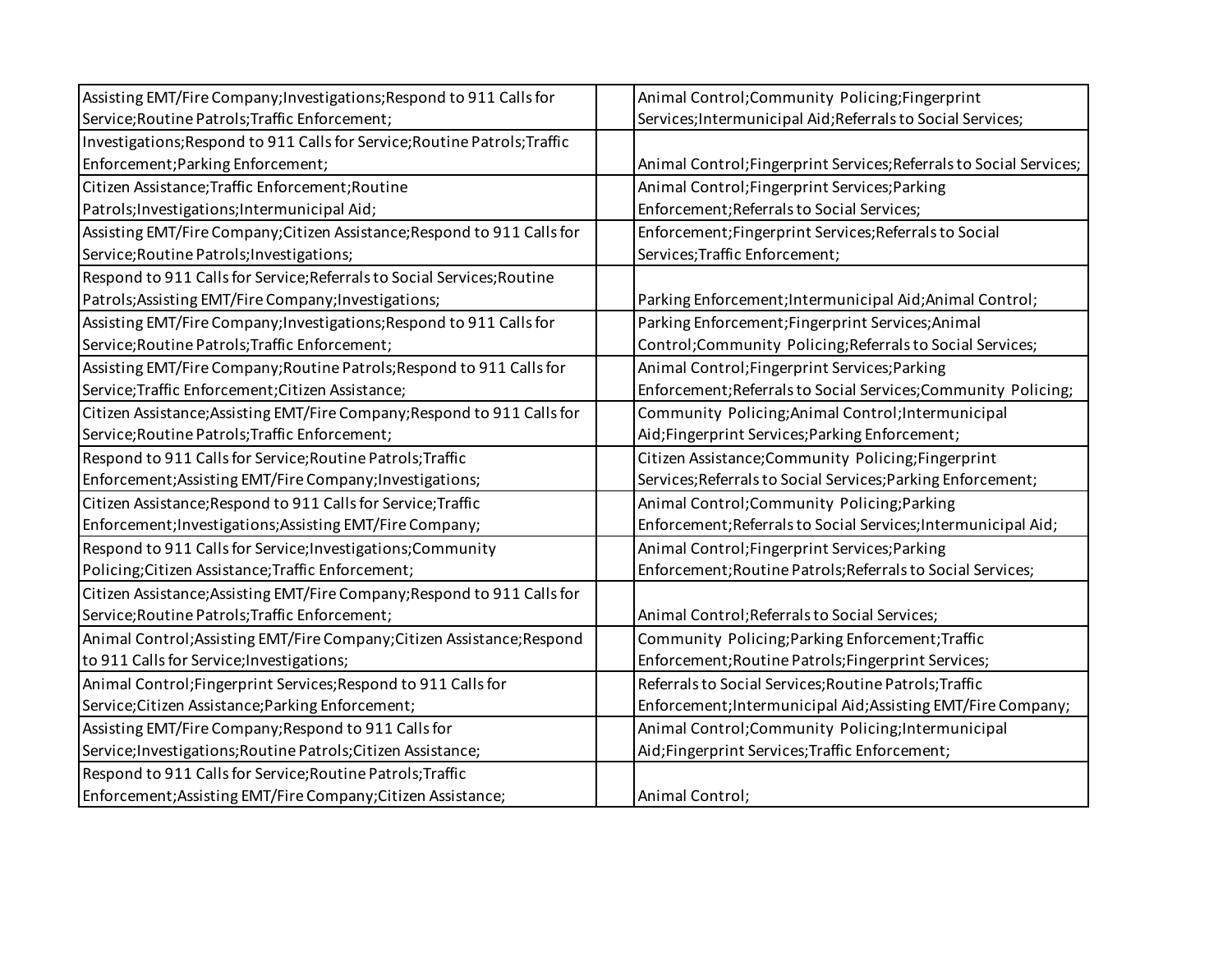| | | |
|---|---|---|
| Assisting EMT/Fire Company;Investigations;Respond to 911 Calls for Service;Routine Patrols;Traffic Enforcement; | | Animal Control;Community Policing;Fingerprint Services;Intermunicipal Aid;Referrals to Social Services; |
| Investigations;Respond to 911 Calls for Service;Routine Patrols;Traffic Enforcement;Parking Enforcement; | | Animal Control;Fingerprint Services;Referrals to Social Services; |
| Citizen Assistance;Traffic Enforcement;Routine Patrols;Investigations;Intermunicipal Aid; | | Animal Control;Fingerprint Services;Parking Enforcement;Referrals to Social Services; |
| Assisting EMT/Fire Company;Citizen Assistance;Respond to 911 Calls for Service;Routine Patrols;Investigations; | | Enforcement;Fingerprint Services;Referrals to Social Services;Traffic Enforcement; |
| Respond to 911 Calls for Service;Referrals to Social Services;Routine Patrols;Assisting EMT/Fire Company;Investigations; | | Parking Enforcement;Intermunicipal Aid;Animal Control; |
| Assisting EMT/Fire Company;Investigations;Respond to 911 Calls for Service;Routine Patrols;Traffic Enforcement; | | Parking Enforcement;Fingerprint Services;Animal Control;Community Policing;Referrals to Social Services; |
| Assisting EMT/Fire Company;Routine Patrols;Respond to 911 Calls for Service;Traffic Enforcement;Citizen Assistance; | | Animal Control;Fingerprint Services;Parking Enforcement;Referrals to Social Services;Community Policing; |
| Citizen Assistance;Assisting EMT/Fire Company;Respond to 911 Calls for Service;Routine Patrols;Traffic Enforcement; | | Community Policing;Animal Control;Intermunicipal Aid;Fingerprint Services;Parking Enforcement; |
| Respond to 911 Calls for Service;Routine Patrols;Traffic Enforcement;Assisting EMT/Fire Company;Investigations; | | Citizen Assistance;Community Policing;Fingerprint Services;Referrals to Social Services;Parking Enforcement; |
| Citizen Assistance;Respond to 911 Calls for Service;Traffic Enforcement;Investigations;Assisting EMT/Fire Company; | | Animal Control;Community Policing;Parking Enforcement;Referrals to Social Services;Intermunicipal Aid; |
| Respond to 911 Calls for Service;Investigations;Community Policing;Citizen Assistance;Traffic Enforcement; | | Animal Control;Fingerprint Services;Parking Enforcement;Routine Patrols;Referrals to Social Services; |
| Citizen Assistance;Assisting EMT/Fire Company;Respond to 911 Calls for Service;Routine Patrols;Traffic Enforcement; | | Animal Control;Referrals to Social Services; |
| Animal Control;Assisting EMT/Fire Company;Citizen Assistance;Respond to 911 Calls for Service;Investigations; | | Community Policing;Parking Enforcement;Traffic Enforcement;Routine Patrols;Fingerprint Services; |
| Animal Control;Fingerprint Services;Respond to 911 Calls for Service;Citizen Assistance;Parking Enforcement; | | Referrals to Social Services;Routine Patrols;Traffic Enforcement;Intermunicipal Aid;Assisting EMT/Fire Company; |
| Assisting EMT/Fire Company;Respond to 911 Calls for Service;Investigations;Routine Patrols;Citizen Assistance; | | Animal Control;Community Policing;Intermunicipal Aid;Fingerprint Services;Traffic Enforcement; |
| Respond to 911 Calls for Service;Routine Patrols;Traffic Enforcement;Assisting EMT/Fire Company;Citizen Assistance; | | Animal Control; |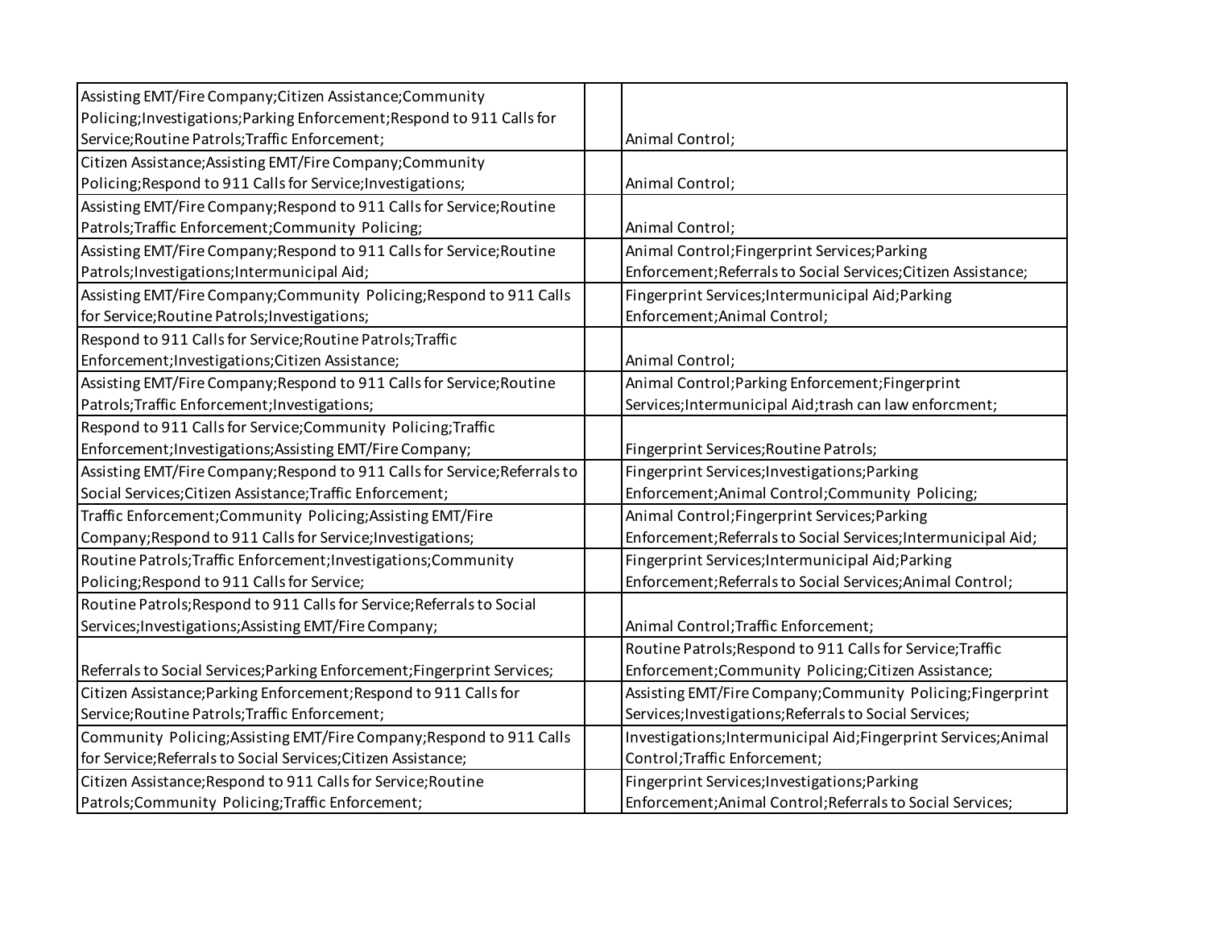| | | |
|---|---|---|
| Assisting EMT/Fire Company;Citizen Assistance;Community Policing;Investigations;Parking Enforcement;Respond to 911 Calls for Service;Routine Patrols;Traffic Enforcement; | | Animal Control; |
| Citizen Assistance;Assisting EMT/Fire Company;Community Policing;Respond to 911 Calls for Service;Investigations; | | Animal Control; |
| Assisting EMT/Fire Company;Respond to 911 Calls for Service;Routine Patrols;Traffic Enforcement;Community Policing; | | Animal Control; |
| Assisting EMT/Fire Company;Respond to 911 Calls for Service;Routine Patrols;Investigations;Intermunicipal Aid; | | Animal Control;Fingerprint Services;Parking Enforcement;Referrals to Social Services;Citizen Assistance; |
| Assisting EMT/Fire Company;Community Policing;Respond to 911 Calls for Service;Routine Patrols;Investigations; | | Fingerprint Services;Intermunicipal Aid;Parking Enforcement;Animal Control; |
| Respond to 911 Calls for Service;Routine Patrols;Traffic Enforcement;Investigations;Citizen Assistance; | | Animal Control; |
| Assisting EMT/Fire Company;Respond to 911 Calls for Service;Routine Patrols;Traffic Enforcement;Investigations; | | Animal Control;Parking Enforcement;Fingerprint Services;Intermunicipal Aid;trash can law enforcment; |
| Respond to 911 Calls for Service;Community Policing;Traffic Enforcement;Investigations;Assisting EMT/Fire Company; | | Fingerprint Services;Routine Patrols; |
| Assisting EMT/Fire Company;Respond to 911 Calls for Service;Referrals to Social Services;Citizen Assistance;Traffic Enforcement; | | Fingerprint Services;Investigations;Parking Enforcement;Animal Control;Community Policing; |
| Traffic Enforcement;Community Policing;Assisting EMT/Fire Company;Respond to 911 Calls for Service;Investigations; | | Animal Control;Fingerprint Services;Parking Enforcement;Referrals to Social Services;Intermunicipal Aid; |
| Routine Patrols;Traffic Enforcement;Investigations;Community Policing;Respond to 911 Calls for Service; | | Fingerprint Services;Intermunicipal Aid;Parking Enforcement;Referrals to Social Services;Animal Control; |
| Routine Patrols;Respond to 911 Calls for Service;Referrals to Social Services;Investigations;Assisting EMT/Fire Company; | | Animal Control;Traffic Enforcement; |
| Referrals to Social Services;Parking Enforcement;Fingerprint Services; | | Routine Patrols;Respond to 911 Calls for Service;Traffic Enforcement;Community Policing;Citizen Assistance; |
| Citizen Assistance;Parking Enforcement;Respond to 911 Calls for Service;Routine Patrols;Traffic Enforcement; | | Assisting EMT/Fire Company;Community Policing;Fingerprint Services;Investigations;Referrals to Social Services; |
| Community Policing;Assisting EMT/Fire Company;Respond to 911 Calls for Service;Referrals to Social Services;Citizen Assistance; | | Investigations;Intermunicipal Aid;Fingerprint Services;Animal Control;Traffic Enforcement; |
| Citizen Assistance;Respond to 911 Calls for Service;Routine Patrols;Community Policing;Traffic Enforcement; | | Fingerprint Services;Investigations;Parking Enforcement;Animal Control;Referrals to Social Services; |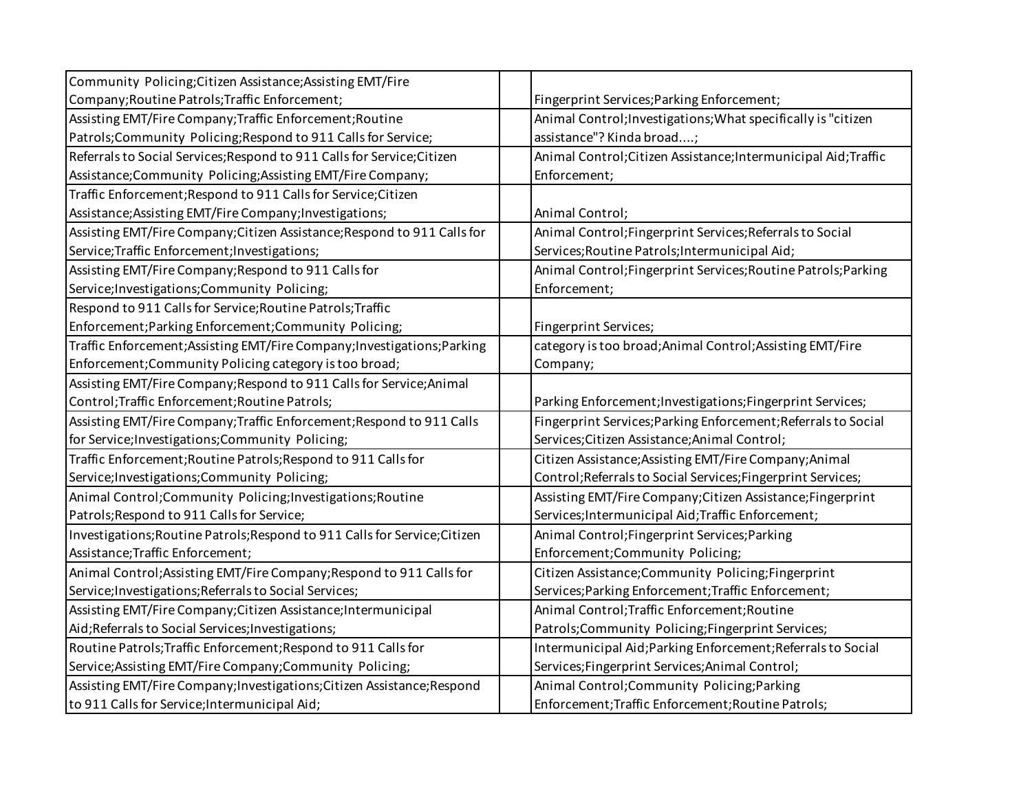| | | |
|---|---|---|
| Community Policing;Citizen Assistance;Assisting EMT/Fire Company;Routine Patrols;Traffic Enforcement; | | Fingerprint Services;Parking Enforcement; |
| Assisting EMT/Fire Company;Traffic Enforcement;Routine Patrols;Community Policing;Respond to 911 Calls for Service; | | Animal Control;Investigations;What specifically is "citizen assistance"? Kinda broad....; |
| Referrals to Social Services;Respond to 911 Calls for Service;Citizen Assistance;Community Policing;Assisting EMT/Fire Company; | | Animal Control;Citizen Assistance;Intermunicipal Aid;Traffic Enforcement; |
| Traffic Enforcement;Respond to 911 Calls for Service;Citizen Assistance;Assisting EMT/Fire Company;Investigations; | | Animal Control; |
| Assisting EMT/Fire Company;Citizen Assistance;Respond to 911 Calls for Service;Traffic Enforcement;Investigations; | | Animal Control;Fingerprint Services;Referrals to Social Services;Routine Patrols;Intermunicipal Aid; |
| Assisting EMT/Fire Company;Respond to 911 Calls for Service;Investigations;Community Policing; | | Animal Control;Fingerprint Services;Routine Patrols;Parking Enforcement; |
| Respond to 911 Calls for Service;Routine Patrols;Traffic Enforcement;Parking Enforcement;Community Policing; | | Fingerprint Services; |
| Traffic Enforcement;Assisting EMT/Fire Company;Investigations;Parking Enforcement;Community Policing category is too broad; | | category is too broad;Animal Control;Assisting EMT/Fire Company; |
| Assisting EMT/Fire Company;Respond to 911 Calls for Service;Animal Control;Traffic Enforcement;Routine Patrols; | | Parking Enforcement;Investigations;Fingerprint Services; |
| Assisting EMT/Fire Company;Traffic Enforcement;Respond to 911 Calls for Service;Investigations;Community Policing; | | Fingerprint Services;Parking Enforcement;Referrals to Social Services;Citizen Assistance;Animal Control; |
| Traffic Enforcement;Routine Patrols;Respond to 911 Calls for Service;Investigations;Community Policing; | | Citizen Assistance;Assisting EMT/Fire Company;Animal Control;Referrals to Social Services;Fingerprint Services; |
| Animal Control;Community Policing;Investigations;Routine Patrols;Respond to 911 Calls for Service; | | Assisting EMT/Fire Company;Citizen Assistance;Fingerprint Services;Intermunicipal Aid;Traffic Enforcement; |
| Investigations;Routine Patrols;Respond to 911 Calls for Service;Citizen Assistance;Traffic Enforcement; | | Animal Control;Fingerprint Services;Parking Enforcement;Community Policing; |
| Animal Control;Assisting EMT/Fire Company;Respond to 911 Calls for Service;Investigations;Referrals to Social Services; | | Citizen Assistance;Community Policing;Fingerprint Services;Parking Enforcement;Traffic Enforcement; |
| Assisting EMT/Fire Company;Citizen Assistance;Intermunicipal Aid;Referrals to Social Services;Investigations; | | Animal Control;Traffic Enforcement;Routine Patrols;Community Policing;Fingerprint Services; |
| Routine Patrols;Traffic Enforcement;Respond to 911 Calls for Service;Assisting EMT/Fire Company;Community Policing; | | Intermunicipal Aid;Parking Enforcement;Referrals to Social Services;Fingerprint Services;Animal Control; |
| Assisting EMT/Fire Company;Investigations;Citizen Assistance;Respond to 911 Calls for Service;Intermunicipal Aid; | | Animal Control;Community Policing;Parking Enforcement;Traffic Enforcement;Routine Patrols; |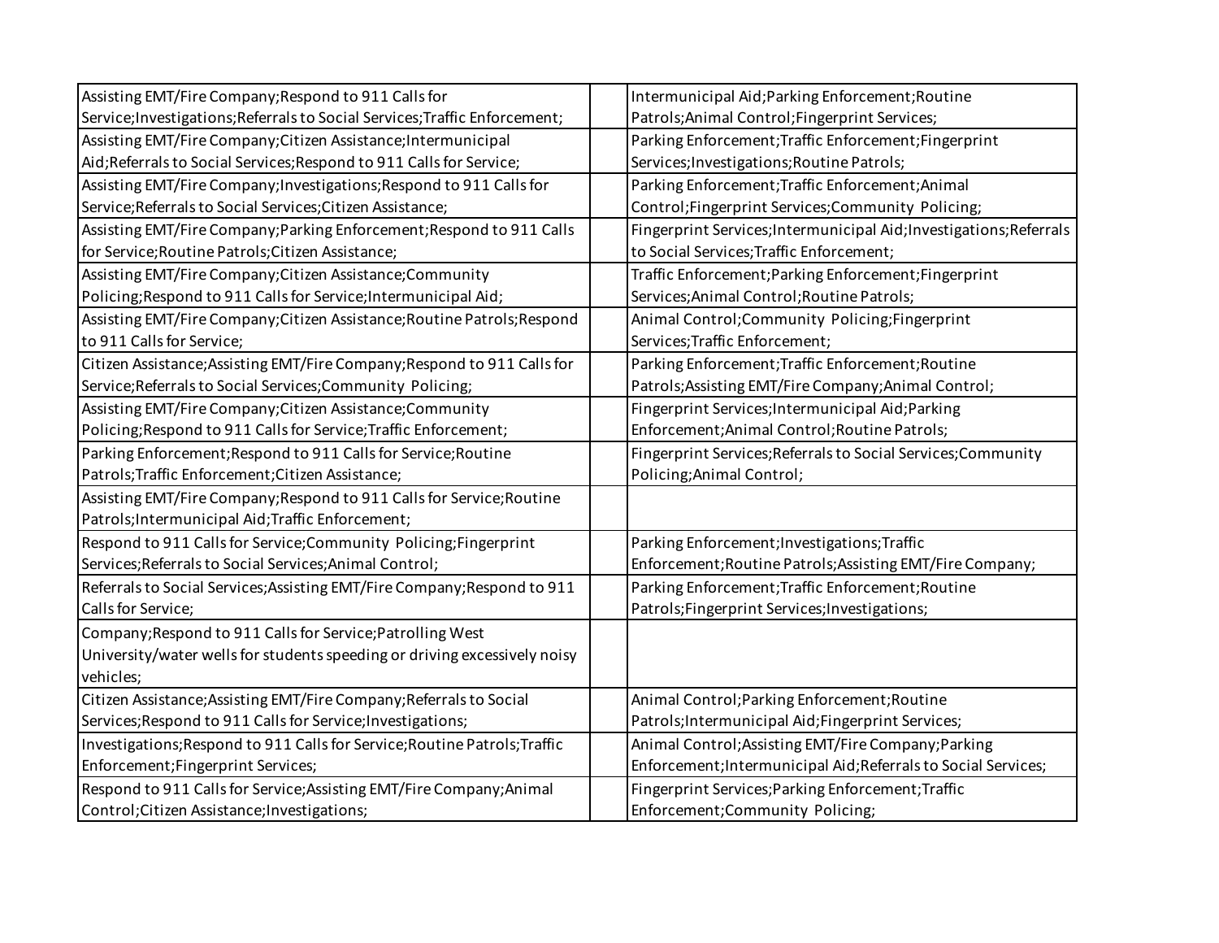| | | |
|---|---|---|
| Assisting EMT/Fire Company;Respond to 911 Calls for Service;Investigations;Referrals to Social Services;Traffic Enforcement; | | Intermunicipal Aid;Parking Enforcement;Routine Patrols;Animal Control;Fingerprint Services; |
| Assisting EMT/Fire Company;Citizen Assistance;Intermunicipal Aid;Referrals to Social Services;Respond to 911 Calls for Service; | | Parking Enforcement;Traffic Enforcement;Fingerprint Services;Investigations;Routine Patrols; |
| Assisting EMT/Fire Company;Investigations;Respond to 911 Calls for Service;Referrals to Social Services;Citizen Assistance; | | Parking Enforcement;Traffic Enforcement;Animal Control;Fingerprint Services;Community Policing; |
| Assisting EMT/Fire Company;Parking Enforcement;Respond to 911 Calls for Service;Routine Patrols;Citizen Assistance; | | Fingerprint Services;Intermunicipal Aid;Investigations;Referrals to Social Services;Traffic Enforcement; |
| Assisting EMT/Fire Company;Citizen Assistance;Community Policing;Respond to 911 Calls for Service;Intermunicipal Aid; | | Traffic Enforcement;Parking Enforcement;Fingerprint Services;Animal Control;Routine Patrols; |
| Assisting EMT/Fire Company;Citizen Assistance;Routine Patrols;Respond to 911 Calls for Service; | | Animal Control;Community Policing;Fingerprint Services;Traffic Enforcement; |
| Citizen Assistance;Assisting EMT/Fire Company;Respond to 911 Calls for Service;Referrals to Social Services;Community Policing; | | Parking Enforcement;Traffic Enforcement;Routine Patrols;Assisting EMT/Fire Company;Animal Control; |
| Assisting EMT/Fire Company;Citizen Assistance;Community Policing;Respond to 911 Calls for Service;Traffic Enforcement; | | Fingerprint Services;Intermunicipal Aid;Parking Enforcement;Animal Control;Routine Patrols; |
| Parking Enforcement;Respond to 911 Calls for Service;Routine Patrols;Traffic Enforcement;Citizen Assistance; | | Fingerprint Services;Referrals to Social Services;Community Policing;Animal Control; |
| Assisting EMT/Fire Company;Respond to 911 Calls for Service;Routine Patrols;Intermunicipal Aid;Traffic Enforcement; | | |
| Respond to 911 Calls for Service;Community Policing;Fingerprint Services;Referrals to Social Services;Animal Control; | | Parking Enforcement;Investigations;Traffic Enforcement;Routine Patrols;Assisting EMT/Fire Company; |
| Referrals to Social Services;Assisting EMT/Fire Company;Respond to 911 Calls for Service; | | Parking Enforcement;Traffic Enforcement;Routine Patrols;Fingerprint Services;Investigations; |
| Company;Respond to 911 Calls for Service;Patrolling West University/water wells for students speeding or driving excessively noisy vehicles; | | |
| Citizen Assistance;Assisting EMT/Fire Company;Referrals to Social Services;Respond to 911 Calls for Service;Investigations; | | Animal Control;Parking Enforcement;Routine Patrols;Intermunicipal Aid;Fingerprint Services; |
| Investigations;Respond to 911 Calls for Service;Routine Patrols;Traffic Enforcement;Fingerprint Services; | | Animal Control;Assisting EMT/Fire Company;Parking Enforcement;Intermunicipal Aid;Referrals to Social Services; |
| Respond to 911 Calls for Service;Assisting EMT/Fire Company;Animal Control;Citizen Assistance;Investigations; | | Fingerprint Services;Parking Enforcement;Traffic Enforcement;Community Policing; |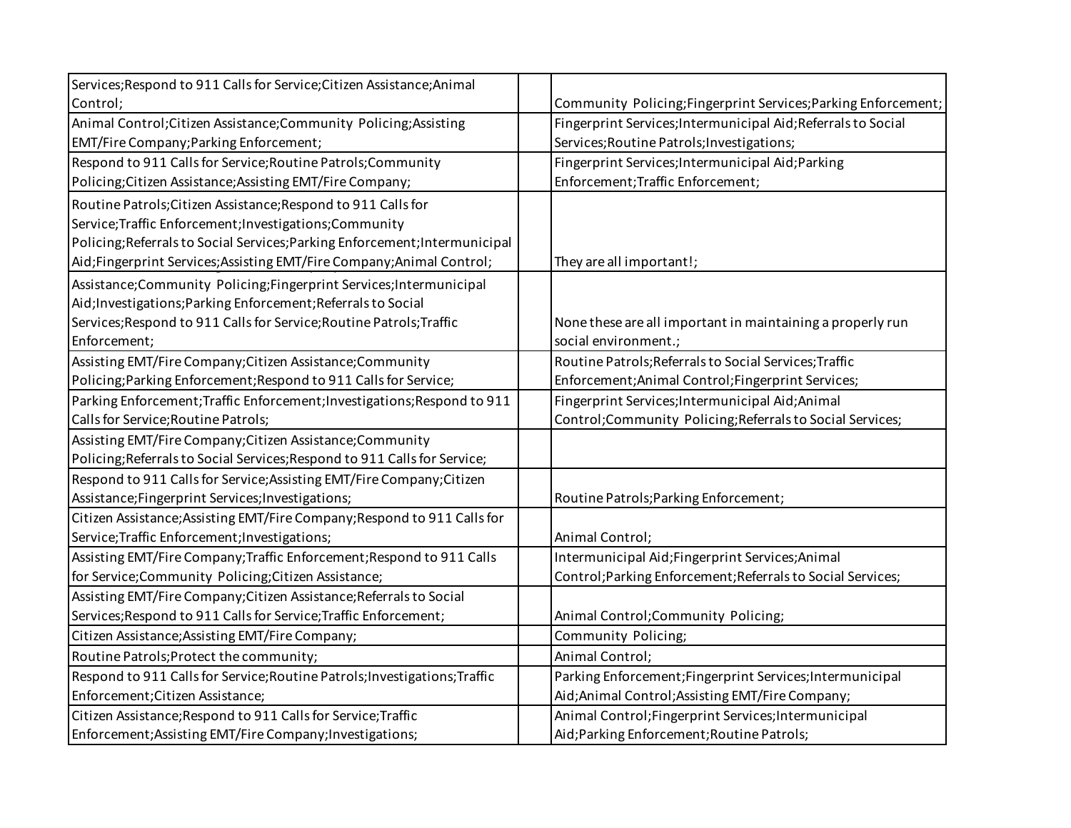| | | |
|---|---|---|
| Services;Respond to 911 Calls for Service;Citizen Assistance;Animal Control; | | Community Policing;Fingerprint Services;Parking Enforcement; |
| Animal Control;Citizen Assistance;Community Policing;Assisting EMT/Fire Company;Parking Enforcement; | | Fingerprint Services;Intermunicipal Aid;Referrals to Social Services;Routine Patrols;Investigations; |
| Respond to 911 Calls for Service;Routine Patrols;Community Policing;Citizen Assistance;Assisting EMT/Fire Company; | | Fingerprint Services;Intermunicipal Aid;Parking Enforcement;Traffic Enforcement; |
| Routine Patrols;Citizen Assistance;Respond to 911 Calls for Service;Traffic Enforcement;Investigations;Community Policing;Referrals to Social Services;Parking Enforcement;Intermunicipal Aid;Fingerprint Services;Assisting EMT/Fire Company;Animal Control; | | They are all important!; |
| Assistance;Community Policing;Fingerprint Services;Intermunicipal Aid;Investigations;Parking Enforcement;Referrals to Social Services;Respond to 911 Calls for Service;Routine Patrols;Traffic Enforcement; | | None these are all important in maintaining a properly run social environment.; |
| Assisting EMT/Fire Company;Citizen Assistance;Community Policing;Parking Enforcement;Respond to 911 Calls for Service; | | Routine Patrols;Referrals to Social Services;Traffic Enforcement;Animal Control;Fingerprint Services; |
| Parking Enforcement;Traffic Enforcement;Investigations;Respond to 911 Calls for Service;Routine Patrols; | | Fingerprint Services;Intermunicipal Aid;Animal Control;Community Policing;Referrals to Social Services; |
| Assisting EMT/Fire Company;Citizen Assistance;Community Policing;Referrals to Social Services;Respond to 911 Calls for Service; | | |
| Respond to 911 Calls for Service;Assisting EMT/Fire Company;Citizen Assistance;Fingerprint Services;Investigations; | | Routine Patrols;Parking Enforcement; |
| Citizen Assistance;Assisting EMT/Fire Company;Respond to 911 Calls for Service;Traffic Enforcement;Investigations; | | Animal Control; |
| Assisting EMT/Fire Company;Traffic Enforcement;Respond to 911 Calls for Service;Community Policing;Citizen Assistance; | | Intermunicipal Aid;Fingerprint Services;Animal Control;Parking Enforcement;Referrals to Social Services; |
| Assisting EMT/Fire Company;Citizen Assistance;Referrals to Social Services;Respond to 911 Calls for Service;Traffic Enforcement; | | Animal Control;Community Policing; |
| Citizen Assistance;Assisting EMT/Fire Company; | | Community Policing; |
| Routine Patrols;Protect the community; | | Animal Control; |
| Respond to 911 Calls for Service;Routine Patrols;Investigations;Traffic Enforcement;Citizen Assistance; | | Parking Enforcement;Fingerprint Services;Intermunicipal Aid;Animal Control;Assisting EMT/Fire Company; |
| Citizen Assistance;Respond to 911 Calls for Service;Traffic Enforcement;Assisting EMT/Fire Company;Investigations; | | Animal Control;Fingerprint Services;Intermunicipal Aid;Parking Enforcement;Routine Patrols; |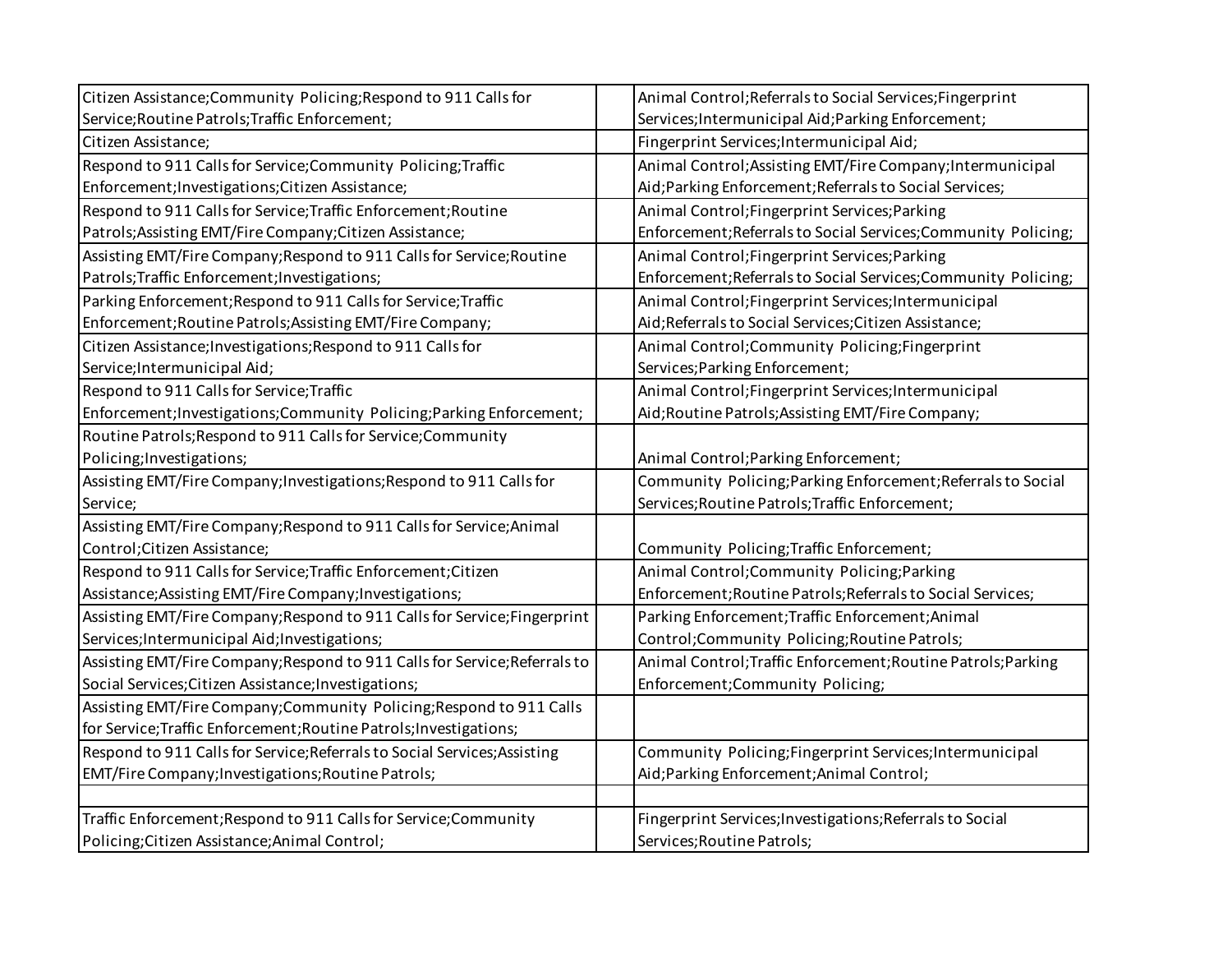| | | |
|---|---|---|
| Citizen Assistance;Community Policing;Respond to 911 Calls for Service;Routine Patrols;Traffic Enforcement; | | Animal Control;Referrals to Social Services;Fingerprint Services;Intermunicipal Aid;Parking Enforcement; |
| Citizen Assistance; | | Fingerprint Services;Intermunicipal Aid; |
| Respond to 911 Calls for Service;Community Policing;Traffic Enforcement;Investigations;Citizen Assistance; | | Animal Control;Assisting EMT/Fire Company;Intermunicipal Aid;Parking Enforcement;Referrals to Social Services; |
| Respond to 911 Calls for Service;Traffic Enforcement;Routine Patrols;Assisting EMT/Fire Company;Citizen Assistance; | | Animal Control;Fingerprint Services;Parking Enforcement;Referrals to Social Services;Community Policing; |
| Assisting EMT/Fire Company;Respond to 911 Calls for Service;Routine Patrols;Traffic Enforcement;Investigations; | | Animal Control;Fingerprint Services;Parking Enforcement;Referrals to Social Services;Community Policing; |
| Parking Enforcement;Respond to 911 Calls for Service;Traffic Enforcement;Routine Patrols;Assisting EMT/Fire Company; | | Animal Control;Fingerprint Services;Intermunicipal Aid;Referrals to Social Services;Citizen Assistance; |
| Citizen Assistance;Investigations;Respond to 911 Calls for Service;Intermunicipal Aid; | | Animal Control;Community Policing;Fingerprint Services;Parking Enforcement; |
| Respond to 911 Calls for Service;Traffic Enforcement;Investigations;Community Policing;Parking Enforcement; | | Animal Control;Fingerprint Services;Intermunicipal Aid;Routine Patrols;Assisting EMT/Fire Company; |
| Routine Patrols;Respond to 911 Calls for Service;Community Policing;Investigations; | | Animal Control;Parking Enforcement; |
| Assisting EMT/Fire Company;Investigations;Respond to 911 Calls for Service; | | Community Policing;Parking Enforcement;Referrals to Social Services;Routine Patrols;Traffic Enforcement; |
| Assisting EMT/Fire Company;Respond to 911 Calls for Service;Animal Control;Citizen Assistance; | | Community Policing;Traffic Enforcement; |
| Respond to 911 Calls for Service;Traffic Enforcement;Citizen Assistance;Assisting EMT/Fire Company;Investigations; | | Animal Control;Community Policing;Parking Enforcement;Routine Patrols;Referrals to Social Services; |
| Assisting EMT/Fire Company;Respond to 911 Calls for Service;Fingerprint Services;Intermunicipal Aid;Investigations; | | Parking Enforcement;Traffic Enforcement;Animal Control;Community Policing;Routine Patrols; |
| Assisting EMT/Fire Company;Respond to 911 Calls for Service;Referrals to Social Services;Citizen Assistance;Investigations; | | Animal Control;Traffic Enforcement;Routine Patrols;Parking Enforcement;Community Policing; |
| Assisting EMT/Fire Company;Community Policing;Respond to 911 Calls for Service;Traffic Enforcement;Routine Patrols;Investigations; | | |
| Respond to 911 Calls for Service;Referrals to Social Services;Assisting EMT/Fire Company;Investigations;Routine Patrols; | | Community Policing;Fingerprint Services;Intermunicipal Aid;Parking Enforcement;Animal Control; |
| | | |
| Traffic Enforcement;Respond to 911 Calls for Service;Community Policing;Citizen Assistance;Animal Control; | | Fingerprint Services;Investigations;Referrals to Social Services;Routine Patrols; |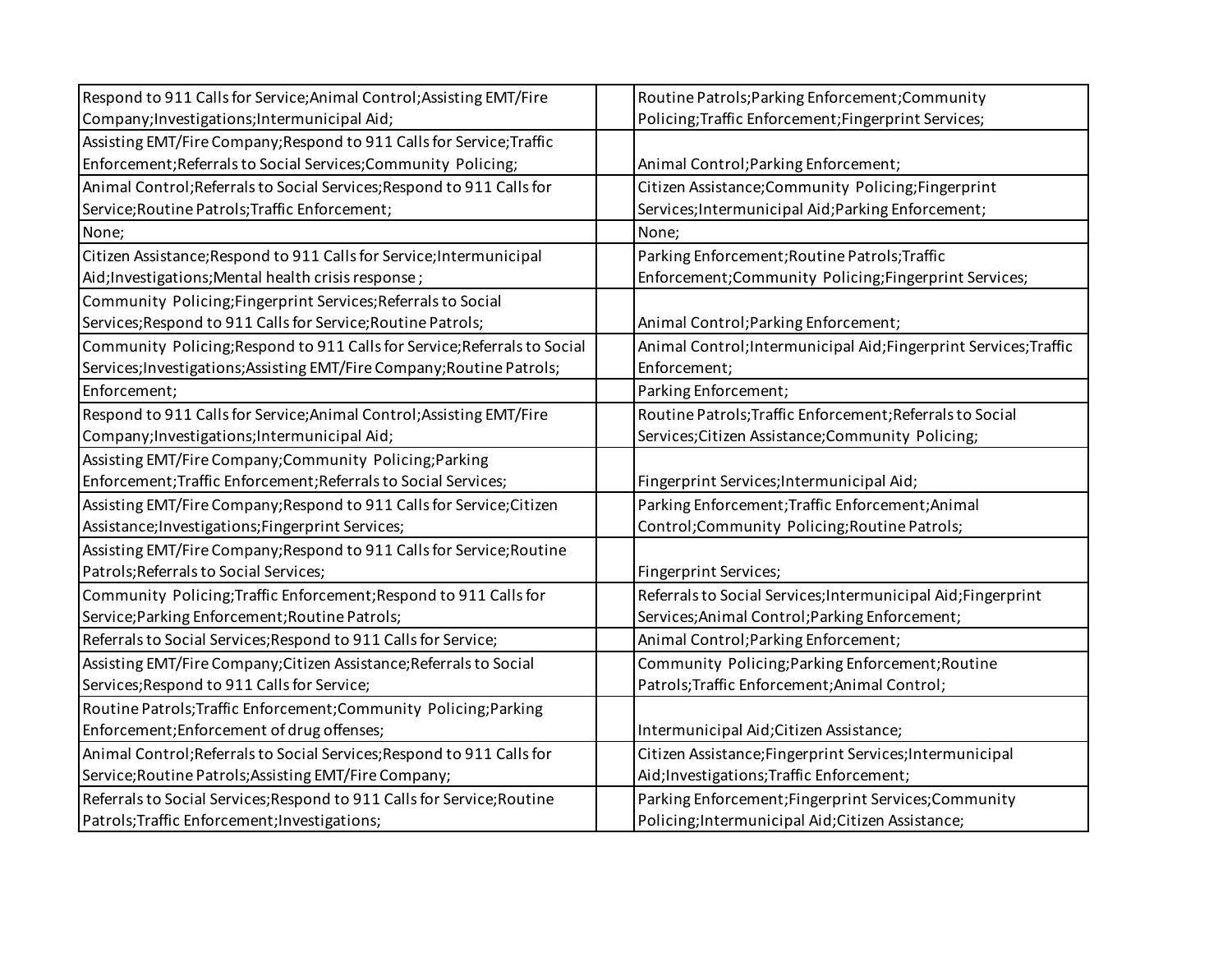|  |  |  |
|---|---|---|
| Respond to 911 Calls for Service;Animal Control;Assisting EMT/Fire Company;Investigations;Intermunicipal Aid; |  | Routine Patrols;Parking Enforcement;Community Policing;Traffic Enforcement;Fingerprint Services; |
| Assisting EMT/Fire Company;Respond to 911 Calls for Service;Traffic Enforcement;Referrals to Social Services;Community Policing; |  | Animal Control;Parking Enforcement; |
| Animal Control;Referrals to Social Services;Respond to 911 Calls for Service;Routine Patrols;Traffic Enforcement; |  | Citizen Assistance;Community Policing;Fingerprint Services;Intermunicipal Aid;Parking Enforcement; |
| None; |  | None; |
| Citizen Assistance;Respond to 911 Calls for Service;Intermunicipal Aid;Investigations;Mental health crisis response ; |  | Parking Enforcement;Routine Patrols;Traffic Enforcement;Community Policing;Fingerprint Services; |
| Community Policing;Fingerprint Services;Referrals to Social Services;Respond to 911 Calls for Service;Routine Patrols; |  | Animal Control;Parking Enforcement; |
| Community Policing;Respond to 911 Calls for Service;Referrals to Social Services;Investigations;Assisting EMT/Fire Company;Routine Patrols; |  | Animal Control;Intermunicipal Aid;Fingerprint Services;Traffic Enforcement; |
| Enforcement; |  | Parking Enforcement; |
| Respond to 911 Calls for Service;Animal Control;Assisting EMT/Fire Company;Investigations;Intermunicipal Aid; |  | Routine Patrols;Traffic Enforcement;Referrals to Social Services;Citizen Assistance;Community Policing; |
| Assisting EMT/Fire Company;Community Policing;Parking Enforcement;Traffic Enforcement;Referrals to Social Services; |  | Fingerprint Services;Intermunicipal Aid; |
| Assisting EMT/Fire Company;Respond to 911 Calls for Service;Citizen Assistance;Investigations;Fingerprint Services; |  | Parking Enforcement;Traffic Enforcement;Animal Control;Community Policing;Routine Patrols; |
| Assisting EMT/Fire Company;Respond to 911 Calls for Service;Routine Patrols;Referrals to Social Services; |  | Fingerprint Services; |
| Community Policing;Traffic Enforcement;Respond to 911 Calls for Service;Parking Enforcement;Routine Patrols; |  | Referrals to Social Services;Intermunicipal Aid;Fingerprint Services;Animal Control;Parking Enforcement; |
| Referrals to Social Services;Respond to 911 Calls for Service; |  | Animal Control;Parking Enforcement; |
| Assisting EMT/Fire Company;Citizen Assistance;Referrals to Social Services;Respond to 911 Calls for Service; |  | Community Policing;Parking Enforcement;Routine Patrols;Traffic Enforcement;Animal Control; |
| Routine Patrols;Traffic Enforcement;Community Policing;Parking Enforcement;Enforcement of drug offenses; |  | Intermunicipal Aid;Citizen Assistance; |
| Animal Control;Referrals to Social Services;Respond to 911 Calls for Service;Routine Patrols;Assisting EMT/Fire Company; |  | Citizen Assistance;Fingerprint Services;Intermunicipal Aid;Investigations;Traffic Enforcement; |
| Referrals to Social Services;Respond to 911 Calls for Service;Routine Patrols;Traffic Enforcement;Investigations; |  | Parking Enforcement;Fingerprint Services;Community Policing;Intermunicipal Aid;Citizen Assistance; |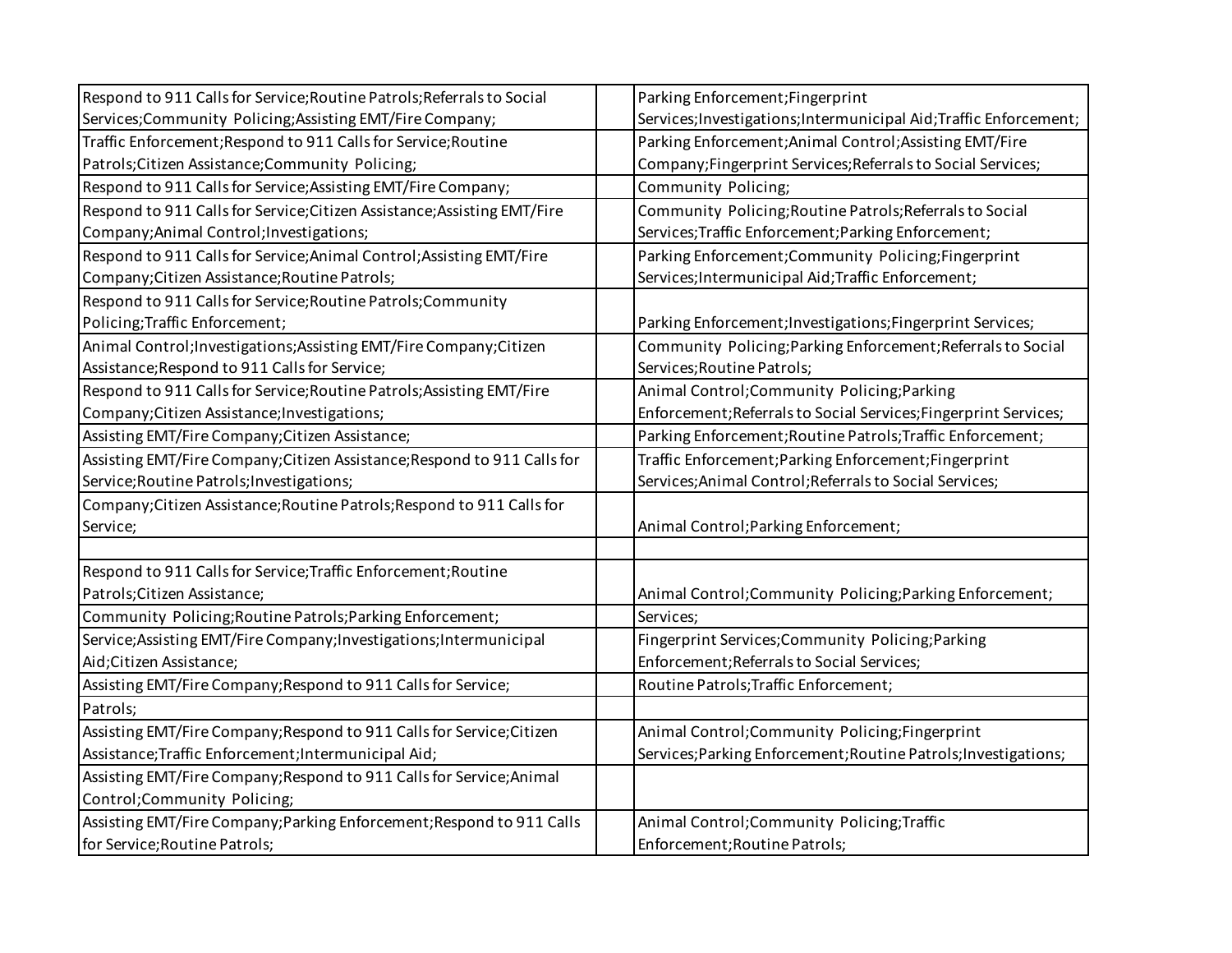| | | |
|---|---|---|
| Respond to 911 Calls for Service;Routine Patrols;Referrals to Social Services;Community Policing;Assisting EMT/Fire Company; | | Parking Enforcement;Fingerprint Services;Investigations;Intermunicipal Aid;Traffic Enforcement; |
| Traffic Enforcement;Respond to 911 Calls for Service;Routine Patrols;Citizen Assistance;Community Policing; | | Parking Enforcement;Animal Control;Assisting EMT/Fire Company;Fingerprint Services;Referrals to Social Services; |
| Respond to 911 Calls for Service;Assisting EMT/Fire Company; | | Community Policing; |
| Respond to 911 Calls for Service;Citizen Assistance;Assisting EMT/Fire Company;Animal Control;Investigations; | | Community Policing;Routine Patrols;Referrals to Social Services;Traffic Enforcement;Parking Enforcement; |
| Respond to 911 Calls for Service;Animal Control;Assisting EMT/Fire Company;Citizen Assistance;Routine Patrols; | | Parking Enforcement;Community Policing;Fingerprint Services;Intermunicipal Aid;Traffic Enforcement; |
| Respond to 911 Calls for Service;Routine Patrols;Community Policing;Traffic Enforcement; | | Parking Enforcement;Investigations;Fingerprint Services; |
| Animal Control;Investigations;Assisting EMT/Fire Company;Citizen Assistance;Respond to 911 Calls for Service; | | Community Policing;Parking Enforcement;Referrals to Social Services;Routine Patrols; |
| Respond to 911 Calls for Service;Routine Patrols;Assisting EMT/Fire Company;Citizen Assistance;Investigations; | | Animal Control;Community Policing;Parking Enforcement;Referrals to Social Services;Fingerprint Services; |
| Assisting EMT/Fire Company;Citizen Assistance; | | Parking Enforcement;Routine Patrols;Traffic Enforcement; |
| Assisting EMT/Fire Company;Citizen Assistance;Respond to 911 Calls for Service;Routine Patrols;Investigations; | | Traffic Enforcement;Parking Enforcement;Fingerprint Services;Animal Control;Referrals to Social Services; |
| Company;Citizen Assistance;Routine Patrols;Respond to 911 Calls for Service; | | Animal Control;Parking Enforcement; |
| | | |
| Respond to 911 Calls for Service;Traffic Enforcement;Routine Patrols;Citizen Assistance; | | Animal Control;Community Policing;Parking Enforcement; |
| Community Policing;Routine Patrols;Parking Enforcement; | | Services; |
| Service;Assisting EMT/Fire Company;Investigations;Intermunicipal Aid;Citizen Assistance; | | Fingerprint Services;Community Policing;Parking Enforcement;Referrals to Social Services; |
| Assisting EMT/Fire Company;Respond to 911 Calls for Service; | | Routine Patrols;Traffic Enforcement; |
| Patrols; | | |
| Assisting EMT/Fire Company;Respond to 911 Calls for Service;Citizen Assistance;Traffic Enforcement;Intermunicipal Aid; | | Animal Control;Community Policing;Fingerprint Services;Parking Enforcement;Routine Patrols;Investigations; |
| Assisting EMT/Fire Company;Respond to 911 Calls for Service;Animal Control;Community Policing; | | |
| Assisting EMT/Fire Company;Parking Enforcement;Respond to 911 Calls for Service;Routine Patrols; | | Animal Control;Community Policing;Traffic Enforcement;Routine Patrols; |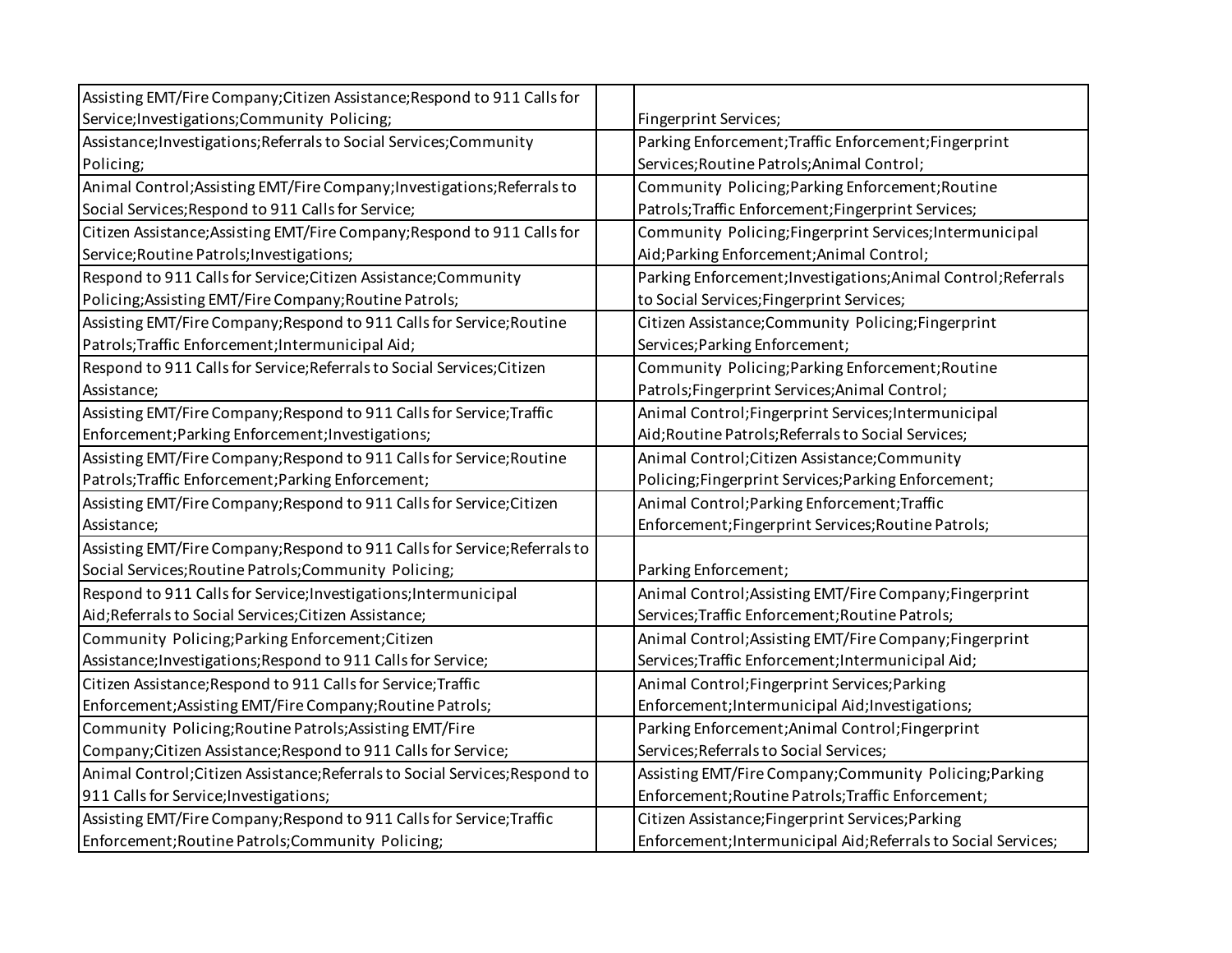| | | |
|---|---|---|
| Assisting EMT/Fire Company;Citizen Assistance;Respond to 911 Calls for Service;Investigations;Community Policing; | | Fingerprint Services; |
| Assistance;Investigations;Referrals to Social Services;Community Policing; | | Parking Enforcement;Traffic Enforcement;Fingerprint Services;Routine Patrols;Animal Control; |
| Animal Control;Assisting EMT/Fire Company;Investigations;Referrals to Social Services;Respond to 911 Calls for Service; | | Community Policing;Parking Enforcement;Routine Patrols;Traffic Enforcement;Fingerprint Services; |
| Citizen Assistance;Assisting EMT/Fire Company;Respond to 911 Calls for Service;Routine Patrols;Investigations; | | Community Policing;Fingerprint Services;Intermunicipal Aid;Parking Enforcement;Animal Control; |
| Respond to 911 Calls for Service;Citizen Assistance;Community Policing;Assisting EMT/Fire Company;Routine Patrols; | | Parking Enforcement;Investigations;Animal Control;Referrals to Social Services;Fingerprint Services; |
| Assisting EMT/Fire Company;Respond to 911 Calls for Service;Routine Patrols;Traffic Enforcement;Intermunicipal Aid; | | Citizen Assistance;Community Policing;Fingerprint Services;Parking Enforcement; |
| Respond to 911 Calls for Service;Referrals to Social Services;Citizen Assistance; | | Community Policing;Parking Enforcement;Routine Patrols;Fingerprint Services;Animal Control; |
| Assisting EMT/Fire Company;Respond to 911 Calls for Service;Traffic Enforcement;Parking Enforcement;Investigations; | | Animal Control;Fingerprint Services;Intermunicipal Aid;Routine Patrols;Referrals to Social Services; |
| Assisting EMT/Fire Company;Respond to 911 Calls for Service;Routine Patrols;Traffic Enforcement;Parking Enforcement; | | Animal Control;Citizen Assistance;Community Policing;Fingerprint Services;Parking Enforcement; |
| Assisting EMT/Fire Company;Respond to 911 Calls for Service;Citizen Assistance; | | Animal Control;Parking Enforcement;Traffic Enforcement;Fingerprint Services;Routine Patrols; |
| Assisting EMT/Fire Company;Respond to 911 Calls for Service;Referrals to Social Services;Routine Patrols;Community Policing; | | Parking Enforcement; |
| Respond to 911 Calls for Service;Investigations;Intermunicipal Aid;Referrals to Social Services;Citizen Assistance; | | Animal Control;Assisting EMT/Fire Company;Fingerprint Services;Traffic Enforcement;Routine Patrols; |
| Community Policing;Parking Enforcement;Citizen Assistance;Investigations;Respond to 911 Calls for Service; | | Animal Control;Assisting EMT/Fire Company;Fingerprint Services;Traffic Enforcement;Intermunicipal Aid; |
| Citizen Assistance;Respond to 911 Calls for Service;Traffic Enforcement;Assisting EMT/Fire Company;Routine Patrols; | | Animal Control;Fingerprint Services;Parking Enforcement;Intermunicipal Aid;Investigations; |
| Community Policing;Routine Patrols;Assisting EMT/Fire Company;Citizen Assistance;Respond to 911 Calls for Service; | | Parking Enforcement;Animal Control;Fingerprint Services;Referrals to Social Services; |
| Animal Control;Citizen Assistance;Referrals to Social Services;Respond to 911 Calls for Service;Investigations; | | Assisting EMT/Fire Company;Community Policing;Parking Enforcement;Routine Patrols;Traffic Enforcement; |
| Assisting EMT/Fire Company;Respond to 911 Calls for Service;Traffic Enforcement;Routine Patrols;Community Policing; | | Citizen Assistance;Fingerprint Services;Parking Enforcement;Intermunicipal Aid;Referrals to Social Services; |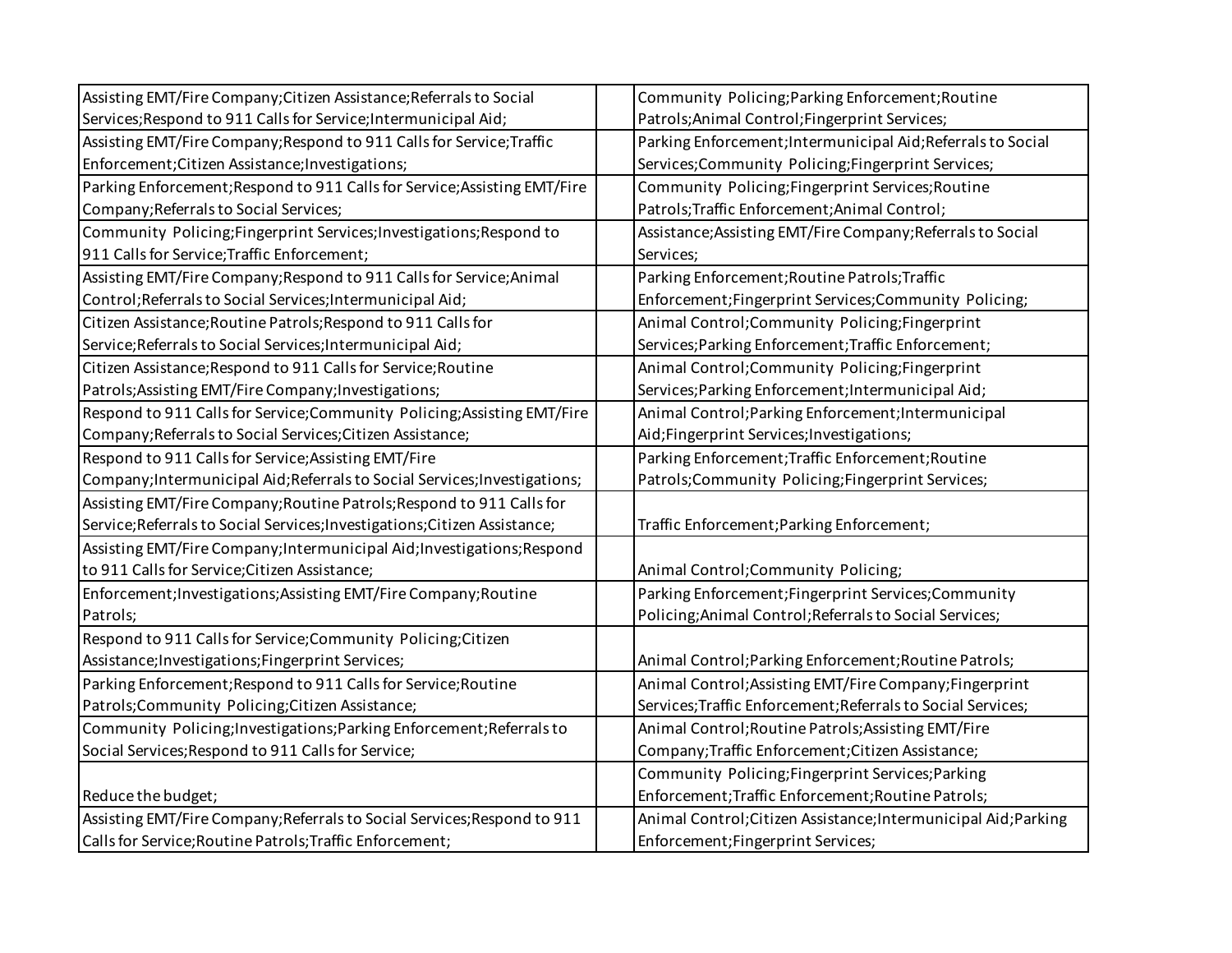| | | |
|---|---|---|
| Assisting EMT/Fire Company;Citizen Assistance;Referrals to Social Services;Respond to 911 Calls for Service;Intermunicipal Aid; | | Community Policing;Parking Enforcement;Routine Patrols;Animal Control;Fingerprint Services; |
| Assisting EMT/Fire Company;Respond to 911 Calls for Service;Traffic Enforcement;Citizen Assistance;Investigations; | | Parking Enforcement;Intermunicipal Aid;Referrals to Social Services;Community Policing;Fingerprint Services; |
| Parking Enforcement;Respond to 911 Calls for Service;Assisting EMT/Fire Company;Referrals to Social Services; | | Community Policing;Fingerprint Services;Routine Patrols;Traffic Enforcement;Animal Control; |
| Community Policing;Fingerprint Services;Investigations;Respond to 911 Calls for Service;Traffic Enforcement; | | Assistance;Assisting EMT/Fire Company;Referrals to Social Services; |
| Assisting EMT/Fire Company;Respond to 911 Calls for Service;Animal Control;Referrals to Social Services;Intermunicipal Aid; | | Parking Enforcement;Routine Patrols;Traffic Enforcement;Fingerprint Services;Community Policing; |
| Citizen Assistance;Routine Patrols;Respond to 911 Calls for Service;Referrals to Social Services;Intermunicipal Aid; | | Animal Control;Community Policing;Fingerprint Services;Parking Enforcement;Traffic Enforcement; |
| Citizen Assistance;Respond to 911 Calls for Service;Routine Patrols;Assisting EMT/Fire Company;Investigations; | | Animal Control;Community Policing;Fingerprint Services;Parking Enforcement;Intermunicipal Aid; |
| Respond to 911 Calls for Service;Community Policing;Assisting EMT/Fire Company;Referrals to Social Services;Citizen Assistance; | | Animal Control;Parking Enforcement;Intermunicipal Aid;Fingerprint Services;Investigations; |
| Respond to 911 Calls for Service;Assisting EMT/Fire Company;Intermunicipal Aid;Referrals to Social Services;Investigations; | | Parking Enforcement;Traffic Enforcement;Routine Patrols;Community Policing;Fingerprint Services; |
| Assisting EMT/Fire Company;Routine Patrols;Respond to 911 Calls for Service;Referrals to Social Services;Investigations;Citizen Assistance; | | Traffic Enforcement;Parking Enforcement; |
| Assisting EMT/Fire Company;Intermunicipal Aid;Investigations;Respond to 911 Calls for Service;Citizen Assistance; | | Animal Control;Community Policing; |
| Enforcement;Investigations;Assisting EMT/Fire Company;Routine Patrols; | | Parking Enforcement;Fingerprint Services;Community Policing;Animal Control;Referrals to Social Services; |
| Respond to 911 Calls for Service;Community Policing;Citizen Assistance;Investigations;Fingerprint Services; | | Animal Control;Parking Enforcement;Routine Patrols; |
| Parking Enforcement;Respond to 911 Calls for Service;Routine Patrols;Community Policing;Citizen Assistance; | | Animal Control;Assisting EMT/Fire Company;Fingerprint Services;Traffic Enforcement;Referrals to Social Services; |
| Community Policing;Investigations;Parking Enforcement;Referrals to Social Services;Respond to 911 Calls for Service; | | Animal Control;Routine Patrols;Assisting EMT/Fire Company;Traffic Enforcement;Citizen Assistance; |
| Reduce the budget; | | Community Policing;Fingerprint Services;Parking Enforcement;Traffic Enforcement;Routine Patrols; |
| Assisting EMT/Fire Company;Referrals to Social Services;Respond to 911 Calls for Service;Routine Patrols;Traffic Enforcement; | | Animal Control;Citizen Assistance;Intermunicipal Aid;Parking Enforcement;Fingerprint Services; |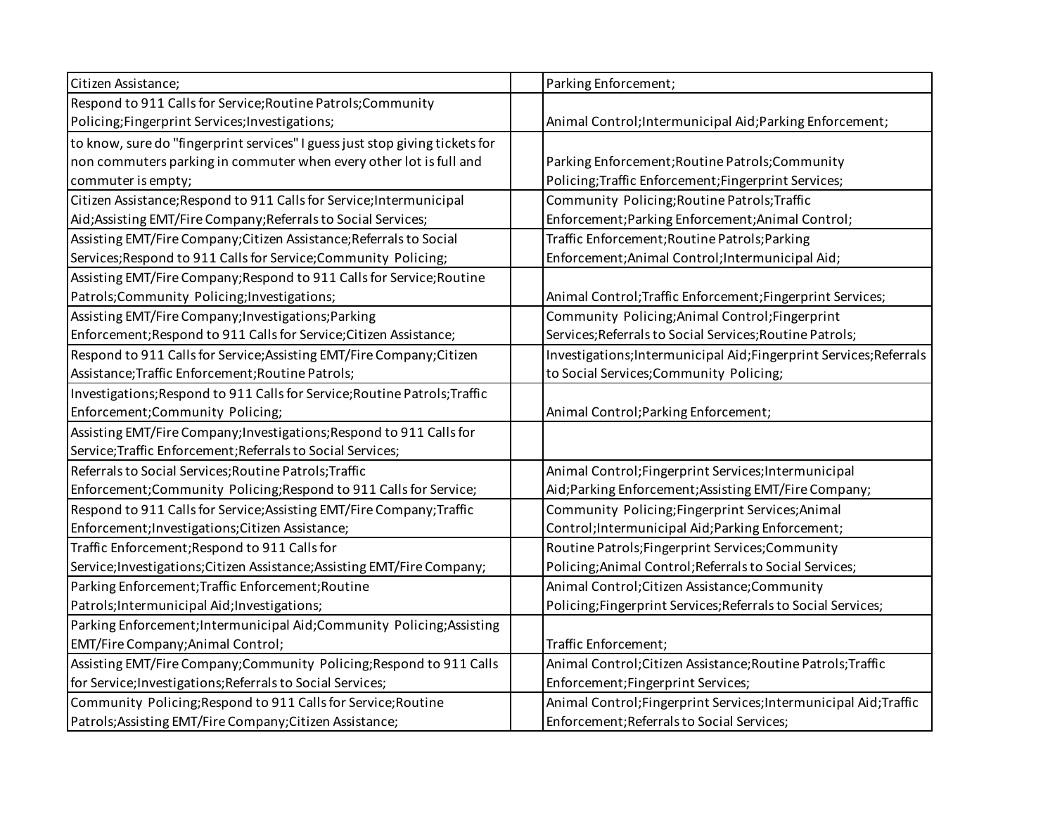| | | |
|---|---|---|
| Citizen Assistance; | | Parking Enforcement; |
| Respond to 911 Calls for Service;Routine Patrols;Community Policing;Fingerprint Services;Investigations; | | Animal Control;Intermunicipal Aid;Parking Enforcement; |
| to know, sure do "fingerprint services" I guess just stop giving tickets for non commuters parking in commuter when every other lot is full and commuter is empty; | | Parking Enforcement;Routine Patrols;Community Policing;Traffic Enforcement;Fingerprint Services; |
| Citizen Assistance;Respond to 911 Calls for Service;Intermunicipal Aid;Assisting EMT/Fire Company;Referrals to Social Services; | | Community Policing;Routine Patrols;Traffic Enforcement;Parking Enforcement;Animal Control; |
| Assisting EMT/Fire Company;Citizen Assistance;Referrals to Social Services;Respond to 911 Calls for Service;Community Policing; | | Traffic Enforcement;Routine Patrols;Parking Enforcement;Animal Control;Intermunicipal Aid; |
| Assisting EMT/Fire Company;Respond to 911 Calls for Service;Routine Patrols;Community Policing;Investigations; | | Animal Control;Traffic Enforcement;Fingerprint Services; |
| Assisting EMT/Fire Company;Investigations;Parking Enforcement;Respond to 911 Calls for Service;Citizen Assistance; | | Community Policing;Animal Control;Fingerprint Services;Referrals to Social Services;Routine Patrols; |
| Respond to 911 Calls for Service;Assisting EMT/Fire Company;Citizen Assistance;Traffic Enforcement;Routine Patrols; | | Investigations;Intermunicipal Aid;Fingerprint Services;Referrals to Social Services;Community Policing; |
| Investigations;Respond to 911 Calls for Service;Routine Patrols;Traffic Enforcement;Community Policing; | | Animal Control;Parking Enforcement; |
| Assisting EMT/Fire Company;Investigations;Respond to 911 Calls for Service;Traffic Enforcement;Referrals to Social Services; | | |
| Referrals to Social Services;Routine Patrols;Traffic Enforcement;Community Policing;Respond to 911 Calls for Service; | | Animal Control;Fingerprint Services;Intermunicipal Aid;Parking Enforcement;Assisting EMT/Fire Company; |
| Respond to 911 Calls for Service;Assisting EMT/Fire Company;Traffic Enforcement;Investigations;Citizen Assistance; | | Community Policing;Fingerprint Services;Animal Control;Intermunicipal Aid;Parking Enforcement; |
| Traffic Enforcement;Respond to 911 Calls for Service;Investigations;Citizen Assistance;Assisting EMT/Fire Company; | | Routine Patrols;Fingerprint Services;Community Policing;Animal Control;Referrals to Social Services; |
| Parking Enforcement;Traffic Enforcement;Routine Patrols;Intermunicipal Aid;Investigations; | | Animal Control;Citizen Assistance;Community Policing;Fingerprint Services;Referrals to Social Services; |
| Parking Enforcement;Intermunicipal Aid;Community Policing;Assisting EMT/Fire Company;Animal Control; | | Traffic Enforcement; |
| Assisting EMT/Fire Company;Community Policing;Respond to 911 Calls for Service;Investigations;Referrals to Social Services; | | Animal Control;Citizen Assistance;Routine Patrols;Traffic Enforcement;Fingerprint Services; |
| Community Policing;Respond to 911 Calls for Service;Routine Patrols;Assisting EMT/Fire Company;Citizen Assistance; | | Animal Control;Fingerprint Services;Intermunicipal Aid;Traffic Enforcement;Referrals to Social Services; |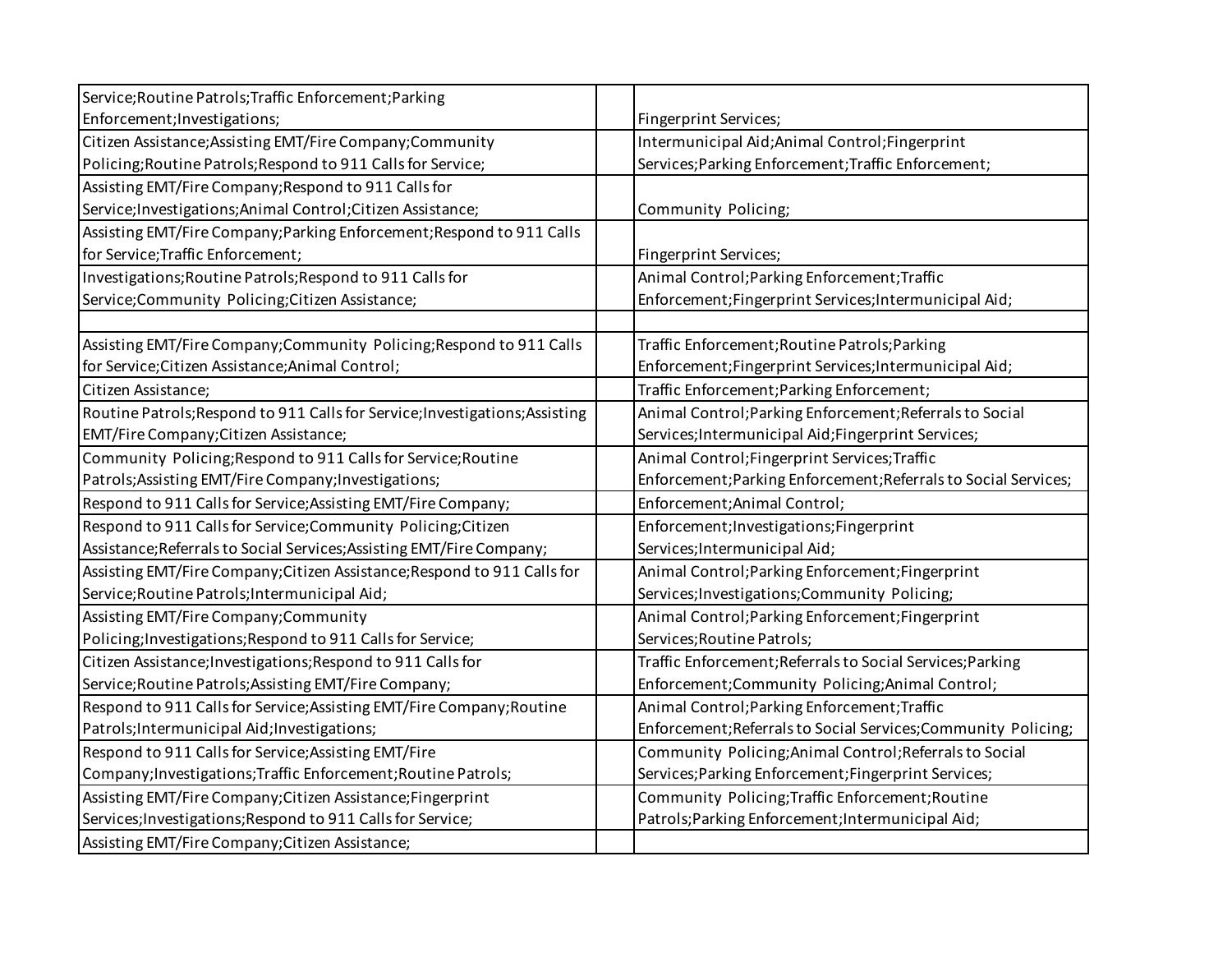| | | |
|---|---|---|
| Service;Routine Patrols;Traffic Enforcement;Parking Enforcement;Investigations; | | Fingerprint Services; |
| Citizen Assistance;Assisting EMT/Fire Company;Community Policing;Routine Patrols;Respond to 911 Calls for Service; | | Intermunicipal Aid;Animal Control;Fingerprint Services;Parking Enforcement;Traffic Enforcement; |
| Assisting EMT/Fire Company;Respond to 911 Calls for Service;Investigations;Animal Control;Citizen Assistance; | | Community Policing; |
| Assisting EMT/Fire Company;Parking Enforcement;Respond to 911 Calls for Service;Traffic Enforcement; | | Fingerprint Services; |
| Investigations;Routine Patrols;Respond to 911 Calls for Service;Community Policing;Citizen Assistance; | | Animal Control;Parking Enforcement;Traffic Enforcement;Fingerprint Services;Intermunicipal Aid; |
| | | |
| Assisting EMT/Fire Company;Community Policing;Respond to 911 Calls for Service;Citizen Assistance;Animal Control; | | Traffic Enforcement;Routine Patrols;Parking Enforcement;Fingerprint Services;Intermunicipal Aid; |
| Citizen Assistance; | | Traffic Enforcement;Parking Enforcement; |
| Routine Patrols;Respond to 911 Calls for Service;Investigations;Assisting EMT/Fire Company;Citizen Assistance; | | Animal Control;Parking Enforcement;Referrals to Social Services;Intermunicipal Aid;Fingerprint Services; |
| Community Policing;Respond to 911 Calls for Service;Routine Patrols;Assisting EMT/Fire Company;Investigations; | | Animal Control;Fingerprint Services;Traffic Enforcement;Parking Enforcement;Referrals to Social Services; |
| Respond to 911 Calls for Service;Assisting EMT/Fire Company; | | Enforcement;Animal Control; |
| Respond to 911 Calls for Service;Community Policing;Citizen Assistance;Referrals to Social Services;Assisting EMT/Fire Company; | | Enforcement;Investigations;Fingerprint Services;Intermunicipal Aid; |
| Assisting EMT/Fire Company;Citizen Assistance;Respond to 911 Calls for Service;Routine Patrols;Intermunicipal Aid; | | Animal Control;Parking Enforcement;Fingerprint Services;Investigations;Community Policing; |
| Assisting EMT/Fire Company;Community Policing;Investigations;Respond to 911 Calls for Service; | | Animal Control;Parking Enforcement;Fingerprint Services;Routine Patrols; |
| Citizen Assistance;Investigations;Respond to 911 Calls for Service;Routine Patrols;Assisting EMT/Fire Company; | | Traffic Enforcement;Referrals to Social Services;Parking Enforcement;Community Policing;Animal Control; |
| Respond to 911 Calls for Service;Assisting EMT/Fire Company;Routine Patrols;Intermunicipal Aid;Investigations; | | Animal Control;Parking Enforcement;Traffic Enforcement;Referrals to Social Services;Community Policing; |
| Respond to 911 Calls for Service;Assisting EMT/Fire Company;Investigations;Traffic Enforcement;Routine Patrols; | | Community Policing;Animal Control;Referrals to Social Services;Parking Enforcement;Fingerprint Services; |
| Assisting EMT/Fire Company;Citizen Assistance;Fingerprint Services;Investigations;Respond to 911 Calls for Service; | | Community Policing;Traffic Enforcement;Routine Patrols;Parking Enforcement;Intermunicipal Aid; |
| Assisting EMT/Fire Company;Citizen Assistance; | | |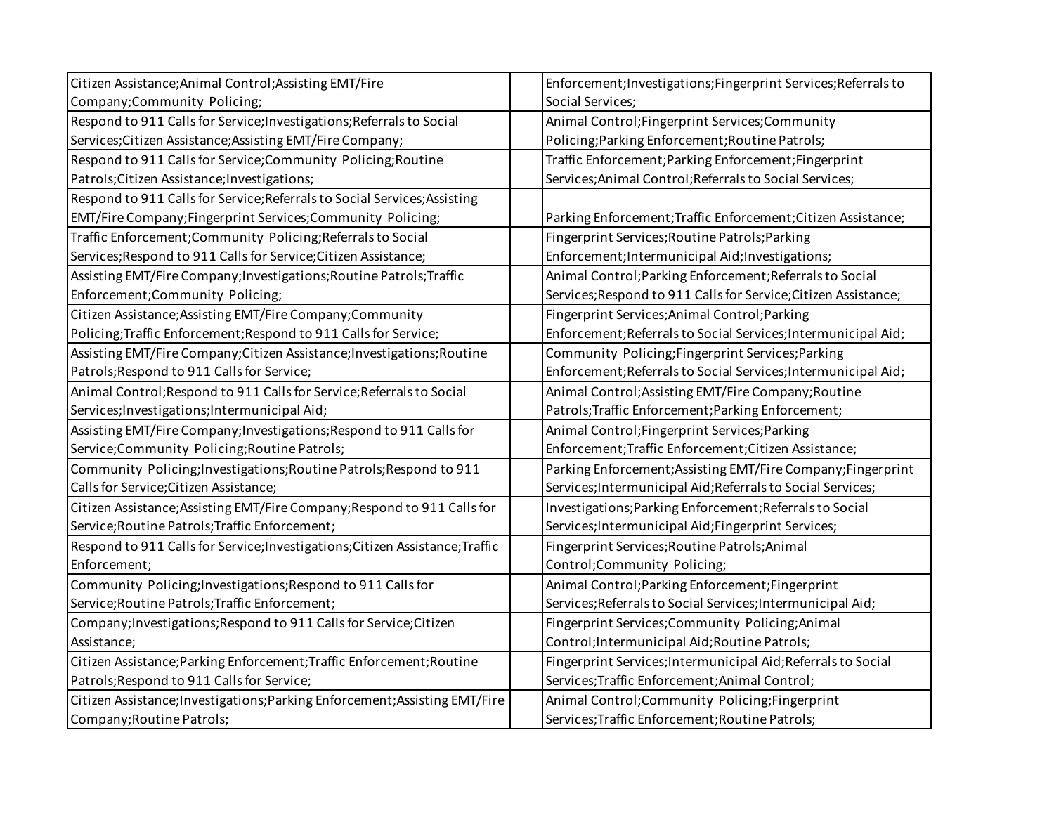| | | |
|---|---|---|
| Citizen Assistance;Animal Control;Assisting EMT/Fire Company;Community Policing; | | Enforcement;Investigations;Fingerprint Services;Referrals to Social Services; |
| Respond to 911 Calls for Service;Investigations;Referrals to Social Services;Citizen Assistance;Assisting EMT/Fire Company; | | Animal Control;Fingerprint Services;Community Policing;Parking Enforcement;Routine Patrols; |
| Respond to 911 Calls for Service;Community Policing;Routine Patrols;Citizen Assistance;Investigations; | | Traffic Enforcement;Parking Enforcement;Fingerprint Services;Animal Control;Referrals to Social Services; |
| Respond to 911 Calls for Service;Referrals to Social Services;Assisting EMT/Fire Company;Fingerprint Services;Community Policing; | | Parking Enforcement;Traffic Enforcement;Citizen Assistance; |
| Traffic Enforcement;Community Policing;Referrals to Social Services;Respond to 911 Calls for Service;Citizen Assistance; | | Fingerprint Services;Routine Patrols;Parking Enforcement;Intermunicipal Aid;Investigations; |
| Assisting EMT/Fire Company;Investigations;Routine Patrols;Traffic Enforcement;Community Policing; | | Animal Control;Parking Enforcement;Referrals to Social Services;Respond to 911 Calls for Service;Citizen Assistance; |
| Citizen Assistance;Assisting EMT/Fire Company;Community Policing;Traffic Enforcement;Respond to 911 Calls for Service; | | Fingerprint Services;Animal Control;Parking Enforcement;Referrals to Social Services;Intermunicipal Aid; |
| Assisting EMT/Fire Company;Citizen Assistance;Investigations;Routine Patrols;Respond to 911 Calls for Service; | | Community Policing;Fingerprint Services;Parking Enforcement;Referrals to Social Services;Intermunicipal Aid; |
| Animal Control;Respond to 911 Calls for Service;Referrals to Social Services;Investigations;Intermunicipal Aid; | | Animal Control;Assisting EMT/Fire Company;Routine Patrols;Traffic Enforcement;Parking Enforcement; |
| Assisting EMT/Fire Company;Investigations;Respond to 911 Calls for Service;Community Policing;Routine Patrols; | | Animal Control;Fingerprint Services;Parking Enforcement;Traffic Enforcement;Citizen Assistance; |
| Community Policing;Investigations;Routine Patrols;Respond to 911 Calls for Service;Citizen Assistance; | | Parking Enforcement;Assisting EMT/Fire Company;Fingerprint Services;Intermunicipal Aid;Referrals to Social Services; |
| Citizen Assistance;Assisting EMT/Fire Company;Respond to 911 Calls for Service;Routine Patrols;Traffic Enforcement; | | Investigations;Parking Enforcement;Referrals to Social Services;Intermunicipal Aid;Fingerprint Services; |
| Respond to 911 Calls for Service;Investigations;Citizen Assistance;Traffic Enforcement; | | Fingerprint Services;Routine Patrols;Animal Control;Community Policing; |
| Community Policing;Investigations;Respond to 911 Calls for Service;Routine Patrols;Traffic Enforcement; | | Animal Control;Parking Enforcement;Fingerprint Services;Referrals to Social Services;Intermunicipal Aid; |
| Company;Investigations;Respond to 911 Calls for Service;Citizen Assistance; | | Fingerprint Services;Community Policing;Animal Control;Intermunicipal Aid;Routine Patrols; |
| Citizen Assistance;Parking Enforcement;Traffic Enforcement;Routine Patrols;Respond to 911 Calls for Service; | | Fingerprint Services;Intermunicipal Aid;Referrals to Social Services;Traffic Enforcement;Animal Control; |
| Citizen Assistance;Investigations;Parking Enforcement;Assisting EMT/Fire Company;Routine Patrols; | | Animal Control;Community Policing;Fingerprint Services;Traffic Enforcement;Routine Patrols; |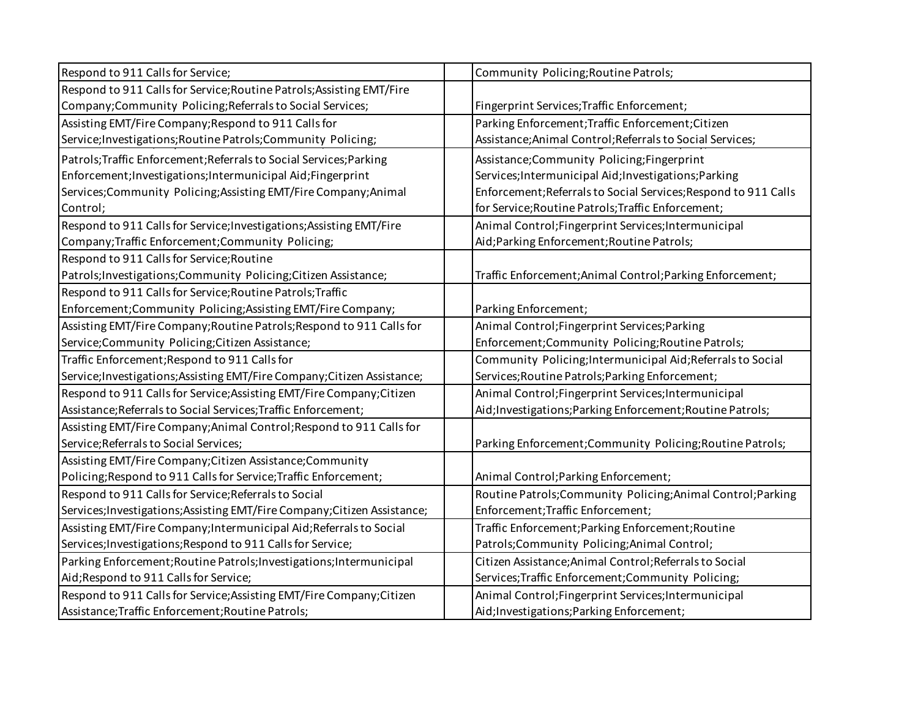| | | |
|---|---|---|
| Respond to 911 Calls for Service; | | Community Policing;Routine Patrols; |
| Respond to 911 Calls for Service;Routine Patrols;Assisting EMT/Fire Company;Community Policing;Referrals to Social Services; | | Fingerprint Services;Traffic Enforcement; |
| Assisting EMT/Fire Company;Respond to 911 Calls for Service;Investigations;Routine Patrols;Community Policing; | | Parking Enforcement;Traffic Enforcement;Citizen Assistance;Animal Control;Referrals to Social Services; |
| Patrols;Traffic Enforcement;Referrals to Social Services;Parking Enforcement;Investigations;Intermunicipal Aid;Fingerprint Services;Community Policing;Assisting EMT/Fire Company;Animal Control; | | Assistance;Community Policing;Fingerprint Services;Intermunicipal Aid;Investigations;Parking Enforcement;Referrals to Social Services;Respond to 911 Calls for Service;Routine Patrols;Traffic Enforcement; |
| Respond to 911 Calls for Service;Investigations;Assisting EMT/Fire Company;Traffic Enforcement;Community Policing; | | Animal Control;Fingerprint Services;Intermunicipal Aid;Parking Enforcement;Routine Patrols; |
| Respond to 911 Calls for Service;Routine Patrols;Investigations;Community Policing;Citizen Assistance; | | Traffic Enforcement;Animal Control;Parking Enforcement; |
| Respond to 911 Calls for Service;Routine Patrols;Traffic Enforcement;Community Policing;Assisting EMT/Fire Company; | | Parking Enforcement; |
| Assisting EMT/Fire Company;Routine Patrols;Respond to 911 Calls for Service;Community Policing;Citizen Assistance; | | Animal Control;Fingerprint Services;Parking Enforcement;Community Policing;Routine Patrols; |
| Traffic Enforcement;Respond to 911 Calls for Service;Investigations;Assisting EMT/Fire Company;Citizen Assistance; | | Community Policing;Intermunicipal Aid;Referrals to Social Services;Routine Patrols;Parking Enforcement; |
| Respond to 911 Calls for Service;Assisting EMT/Fire Company;Citizen Assistance;Referrals to Social Services;Traffic Enforcement; | | Animal Control;Fingerprint Services;Intermunicipal Aid;Investigations;Parking Enforcement;Routine Patrols; |
| Assisting EMT/Fire Company;Animal Control;Respond to 911 Calls for Service;Referrals to Social Services; | | Parking Enforcement;Community Policing;Routine Patrols; |
| Assisting EMT/Fire Company;Citizen Assistance;Community Policing;Respond to 911 Calls for Service;Traffic Enforcement; | | Animal Control;Parking Enforcement; |
| Respond to 911 Calls for Service;Referrals to Social Services;Investigations;Assisting EMT/Fire Company;Citizen Assistance; | | Routine Patrols;Community Policing;Animal Control;Parking Enforcement;Traffic Enforcement; |
| Assisting EMT/Fire Company;Intermunicipal Aid;Referrals to Social Services;Investigations;Respond to 911 Calls for Service; | | Traffic Enforcement;Parking Enforcement;Routine Patrols;Community Policing;Animal Control; |
| Parking Enforcement;Routine Patrols;Investigations;Intermunicipal Aid;Respond to 911 Calls for Service; | | Citizen Assistance;Animal Control;Referrals to Social Services;Traffic Enforcement;Community Policing; |
| Respond to 911 Calls for Service;Assisting EMT/Fire Company;Citizen Assistance;Traffic Enforcement;Routine Patrols; | | Animal Control;Fingerprint Services;Intermunicipal Aid;Investigations;Parking Enforcement; |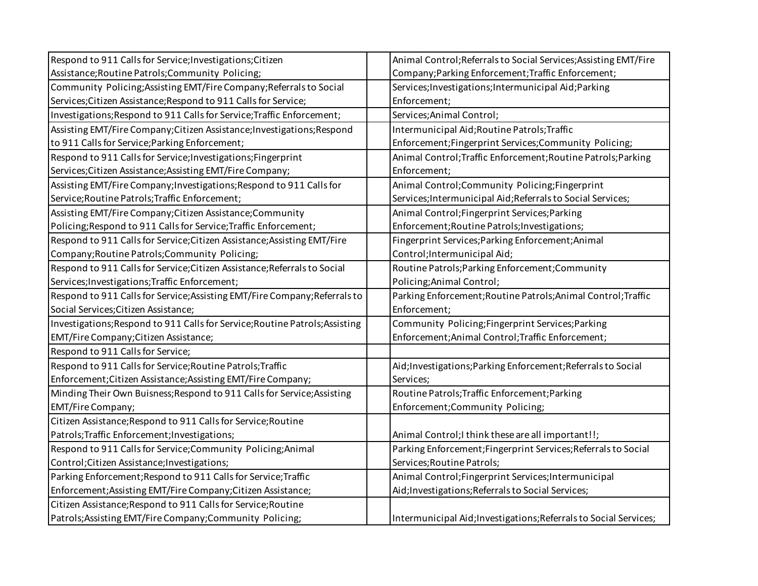| | | |
|---|---|---|
| Respond to 911 Calls for Service;Investigations;Citizen Assistance;Routine Patrols;Community Policing; | | Animal Control;Referrals to Social Services;Assisting EMT/Fire Company;Parking Enforcement;Traffic Enforcement; |
| Community Policing;Assisting EMT/Fire Company;Referrals to Social Services;Citizen Assistance;Respond to 911 Calls for Service; | | Services;Investigations;Intermunicipal Aid;Parking Enforcement; |
| Investigations;Respond to 911 Calls for Service;Traffic Enforcement; | | Services;Animal Control; |
| Assisting EMT/Fire Company;Citizen Assistance;Investigations;Respond to 911 Calls for Service;Parking Enforcement; | | Intermunicipal Aid;Routine Patrols;Traffic Enforcement;Fingerprint Services;Community Policing; |
| Respond to 911 Calls for Service;Investigations;Fingerprint Services;Citizen Assistance;Assisting EMT/Fire Company; | | Animal Control;Traffic Enforcement;Routine Patrols;Parking Enforcement; |
| Assisting EMT/Fire Company;Investigations;Respond to 911 Calls for Service;Routine Patrols;Traffic Enforcement; | | Animal Control;Community Policing;Fingerprint Services;Intermunicipal Aid;Referrals to Social Services; |
| Assisting EMT/Fire Company;Citizen Assistance;Community Policing;Respond to 911 Calls for Service;Traffic Enforcement; | | Animal Control;Fingerprint Services;Parking Enforcement;Routine Patrols;Investigations; |
| Respond to 911 Calls for Service;Citizen Assistance;Assisting EMT/Fire Company;Routine Patrols;Community Policing; | | Fingerprint Services;Parking Enforcement;Animal Control;Intermunicipal Aid; |
| Respond to 911 Calls for Service;Citizen Assistance;Referrals to Social Services;Investigations;Traffic Enforcement; | | Routine Patrols;Parking Enforcement;Community Policing;Animal Control; |
| Respond to 911 Calls for Service;Assisting EMT/Fire Company;Referrals to Social Services;Citizen Assistance; | | Parking Enforcement;Routine Patrols;Animal Control;Traffic Enforcement; |
| Investigations;Respond to 911 Calls for Service;Routine Patrols;Assisting EMT/Fire Company;Citizen Assistance; | | Community Policing;Fingerprint Services;Parking Enforcement;Animal Control;Traffic Enforcement; |
| Respond to 911 Calls for Service; | | |
| Respond to 911 Calls for Service;Routine Patrols;Traffic Enforcement;Citizen Assistance;Assisting EMT/Fire Company; | | Aid;Investigations;Parking Enforcement;Referrals to Social Services; |
| Minding Their Own Buisness;Respond to 911 Calls for Service;Assisting EMT/Fire Company; | | Routine Patrols;Traffic Enforcement;Parking Enforcement;Community Policing; |
| Citizen Assistance;Respond to 911 Calls for Service;Routine Patrols;Traffic Enforcement;Investigations; | | Animal Control;I think these are all important!!; |
| Respond to 911 Calls for Service;Community Policing;Animal Control;Citizen Assistance;Investigations; | | Parking Enforcement;Fingerprint Services;Referrals to Social Services;Routine Patrols; |
| Parking Enforcement;Respond to 911 Calls for Service;Traffic Enforcement;Assisting EMT/Fire Company;Citizen Assistance; | | Animal Control;Fingerprint Services;Intermunicipal Aid;Investigations;Referrals to Social Services; |
| Citizen Assistance;Respond to 911 Calls for Service;Routine Patrols;Assisting EMT/Fire Company;Community Policing; | | Intermunicipal Aid;Investigations;Referrals to Social Services; |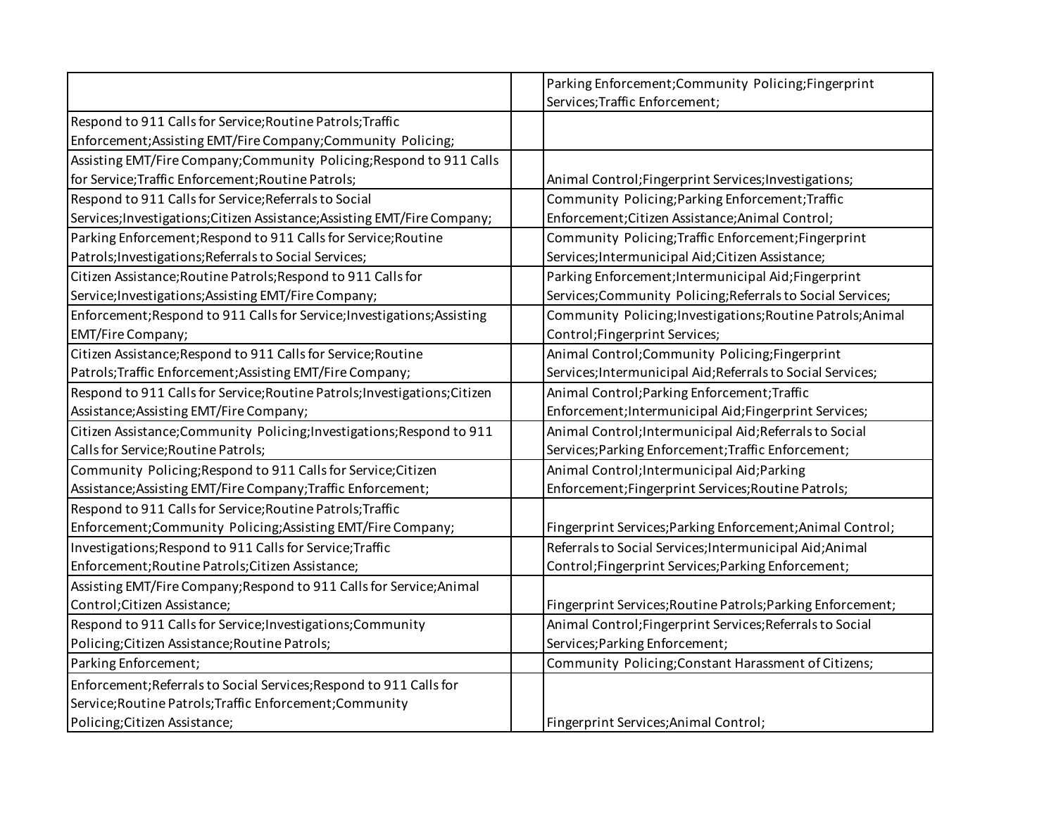| | | |
|---|---|---|
| | | Parking Enforcement;Community Policing;Fingerprint Services;Traffic Enforcement; |
| Respond to 911 Calls for Service;Routine Patrols;Traffic Enforcement;Assisting EMT/Fire Company;Community Policing; | | |
| Assisting EMT/Fire Company;Community Policing;Respond to 911 Calls for Service;Traffic Enforcement;Routine Patrols; | | Animal Control;Fingerprint Services;Investigations; |
| Respond to 911 Calls for Service;Referrals to Social Services;Investigations;Citizen Assistance;Assisting EMT/Fire Company; | | Community Policing;Parking Enforcement;Traffic Enforcement;Citizen Assistance;Animal Control; |
| Parking Enforcement;Respond to 911 Calls for Service;Routine Patrols;Investigations;Referrals to Social Services; | | Community Policing;Traffic Enforcement;Fingerprint Services;Intermunicipal Aid;Citizen Assistance; |
| Citizen Assistance;Routine Patrols;Respond to 911 Calls for Service;Investigations;Assisting EMT/Fire Company; | | Parking Enforcement;Intermunicipal Aid;Fingerprint Services;Community Policing;Referrals to Social Services; |
| Enforcement;Respond to 911 Calls for Service;Investigations;Assisting EMT/Fire Company; | | Community Policing;Investigations;Routine Patrols;Animal Control;Fingerprint Services; |
| Citizen Assistance;Respond to 911 Calls for Service;Routine Patrols;Traffic Enforcement;Assisting EMT/Fire Company; | | Animal Control;Community Policing;Fingerprint Services;Intermunicipal Aid;Referrals to Social Services; |
| Respond to 911 Calls for Service;Routine Patrols;Investigations;Citizen Assistance;Assisting EMT/Fire Company; | | Animal Control;Parking Enforcement;Traffic Enforcement;Intermunicipal Aid;Fingerprint Services; |
| Citizen Assistance;Community Policing;Investigations;Respond to 911 Calls for Service;Routine Patrols; | | Animal Control;Intermunicipal Aid;Referrals to Social Services;Parking Enforcement;Traffic Enforcement; |
| Community Policing;Respond to 911 Calls for Service;Citizen Assistance;Assisting EMT/Fire Company;Traffic Enforcement; | | Animal Control;Intermunicipal Aid;Parking Enforcement;Fingerprint Services;Routine Patrols; |
| Respond to 911 Calls for Service;Routine Patrols;Traffic Enforcement;Community Policing;Assisting EMT/Fire Company; | | Fingerprint Services;Parking Enforcement;Animal Control; |
| Investigations;Respond to 911 Calls for Service;Traffic Enforcement;Routine Patrols;Citizen Assistance; | | Referrals to Social Services;Intermunicipal Aid;Animal Control;Fingerprint Services;Parking Enforcement; |
| Assisting EMT/Fire Company;Respond to 911 Calls for Service;Animal Control;Citizen Assistance; | | Fingerprint Services;Routine Patrols;Parking Enforcement; |
| Respond to 911 Calls for Service;Investigations;Community Policing;Citizen Assistance;Routine Patrols; | | Animal Control;Fingerprint Services;Referrals to Social Services;Parking Enforcement; |
| Parking Enforcement; | | Community Policing;Constant Harassment of Citizens; |
| Enforcement;Referrals to Social Services;Respond to 911 Calls for Service;Routine Patrols;Traffic Enforcement;Community Policing;Citizen Assistance; | | Fingerprint Services;Animal Control; |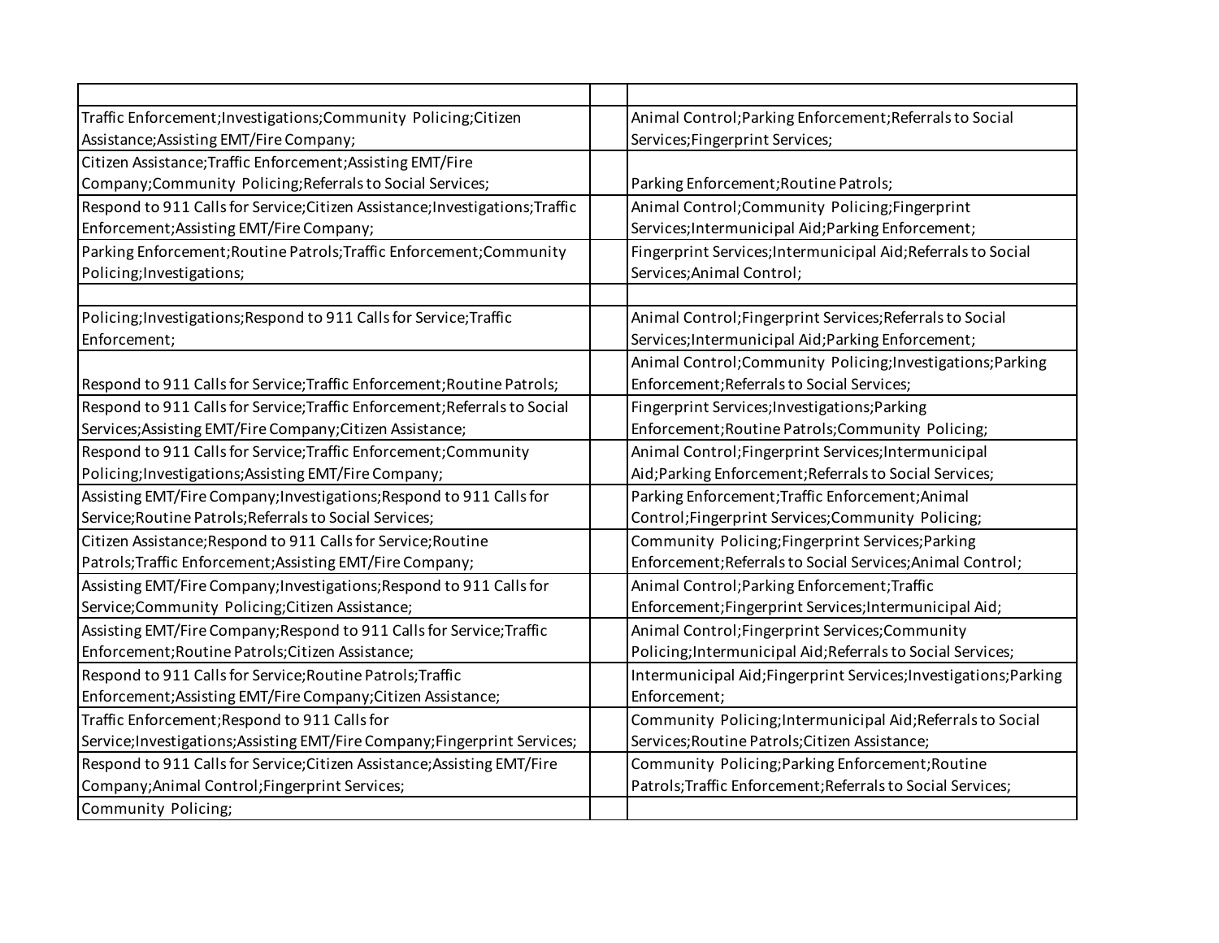| | | |
|---|---|---|
| Traffic Enforcement;Investigations;Community Policing;Citizen Assistance;Assisting EMT/Fire Company; | | Animal Control;Parking Enforcement;Referrals to Social Services;Fingerprint Services; |
| Citizen Assistance;Traffic Enforcement;Assisting EMT/Fire Company;Community Policing;Referrals to Social Services; | | Parking Enforcement;Routine Patrols; |
| Respond to 911 Calls for Service;Citizen Assistance;Investigations;Traffic Enforcement;Assisting EMT/Fire Company; | | Animal Control;Community Policing;Fingerprint Services;Intermunicipal Aid;Parking Enforcement; |
| Parking Enforcement;Routine Patrols;Traffic Enforcement;Community Policing;Investigations; | | Fingerprint Services;Intermunicipal Aid;Referrals to Social Services;Animal Control; |
| | | |
| Policing;Investigations;Respond to 911 Calls for Service;Traffic Enforcement; | | Animal Control;Fingerprint Services;Referrals to Social Services;Intermunicipal Aid;Parking Enforcement; |
| Respond to 911 Calls for Service;Traffic Enforcement;Routine Patrols; | | Animal Control;Community Policing;Investigations;Parking Enforcement;Referrals to Social Services; |
| Respond to 911 Calls for Service;Traffic Enforcement;Referrals to Social Services;Assisting EMT/Fire Company;Citizen Assistance; | | Fingerprint Services;Investigations;Parking Enforcement;Routine Patrols;Community Policing; |
| Respond to 911 Calls for Service;Traffic Enforcement;Community Policing;Investigations;Assisting EMT/Fire Company; | | Animal Control;Fingerprint Services;Intermunicipal Aid;Parking Enforcement;Referrals to Social Services; |
| Assisting EMT/Fire Company;Investigations;Respond to 911 Calls for Service;Routine Patrols;Referrals to Social Services; | | Parking Enforcement;Traffic Enforcement;Animal Control;Fingerprint Services;Community Policing; |
| Citizen Assistance;Respond to 911 Calls for Service;Routine Patrols;Traffic Enforcement;Assisting EMT/Fire Company; | | Community Policing;Fingerprint Services;Parking Enforcement;Referrals to Social Services;Animal Control; |
| Assisting EMT/Fire Company;Investigations;Respond to 911 Calls for Service;Community Policing;Citizen Assistance; | | Animal Control;Parking Enforcement;Traffic Enforcement;Fingerprint Services;Intermunicipal Aid; |
| Assisting EMT/Fire Company;Respond to 911 Calls for Service;Traffic Enforcement;Routine Patrols;Citizen Assistance; | | Animal Control;Fingerprint Services;Community Policing;Intermunicipal Aid;Referrals to Social Services; |
| Respond to 911 Calls for Service;Routine Patrols;Traffic Enforcement;Assisting EMT/Fire Company;Citizen Assistance; | | Intermunicipal Aid;Fingerprint Services;Investigations;Parking Enforcement; |
| Traffic Enforcement;Respond to 911 Calls for Service;Investigations;Assisting EMT/Fire Company;Fingerprint Services; | | Community Policing;Intermunicipal Aid;Referrals to Social Services;Routine Patrols;Citizen Assistance; |
| Respond to 911 Calls for Service;Citizen Assistance;Assisting EMT/Fire Company;Animal Control;Fingerprint Services; | | Community Policing;Parking Enforcement;Routine Patrols;Traffic Enforcement;Referrals to Social Services; |
| Community Policing; | | |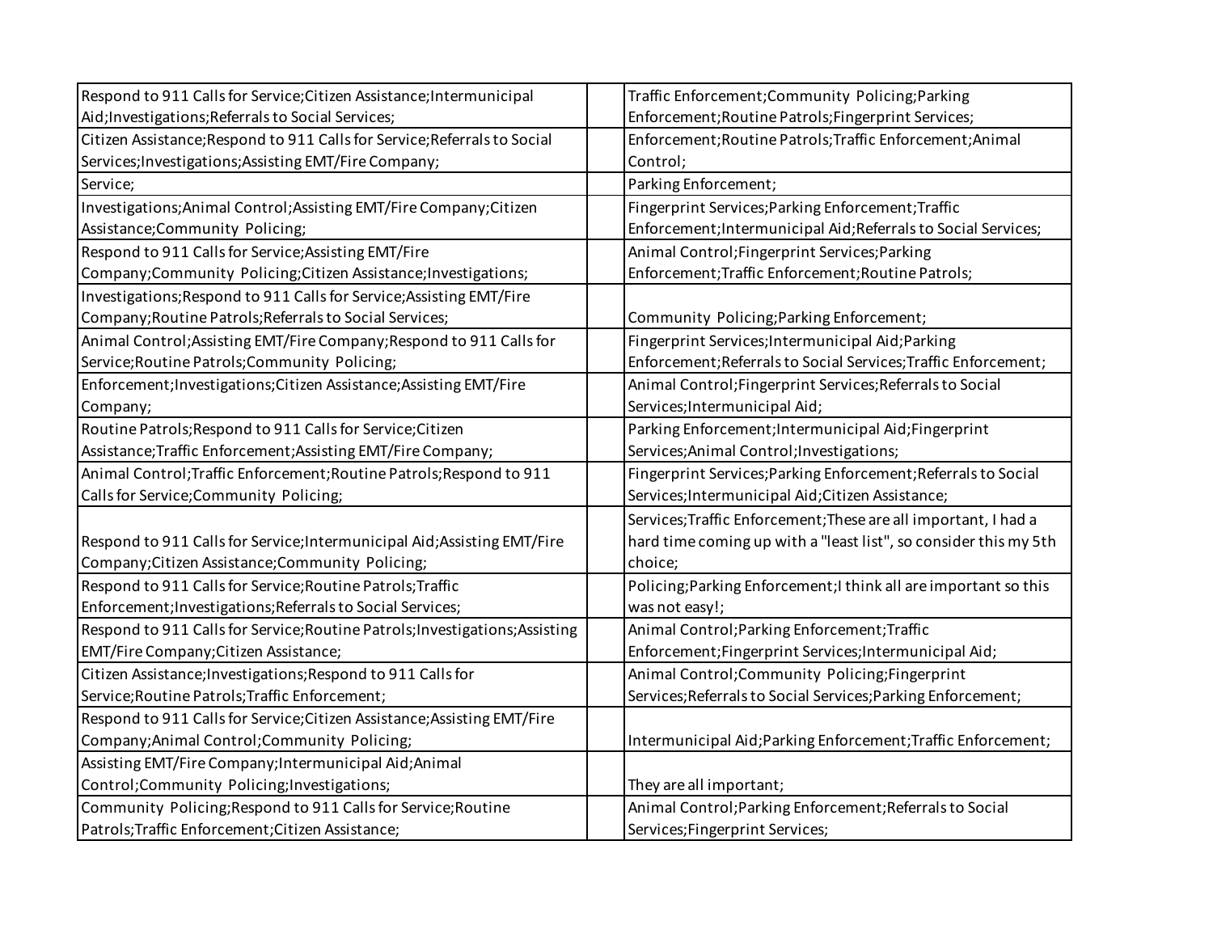| | | |
|---|---|---|
| Respond to 911 Calls for Service;Citizen Assistance;Intermunicipal Aid;Investigations;Referrals to Social Services; | | Traffic Enforcement;Community Policing;Parking Enforcement;Routine Patrols;Fingerprint Services; |
| Citizen Assistance;Respond to 911 Calls for Service;Referrals to Social Services;Investigations;Assisting EMT/Fire Company; | | Enforcement;Routine Patrols;Traffic Enforcement;Animal Control; |
| Service; | | Parking Enforcement; |
| Investigations;Animal Control;Assisting EMT/Fire Company;Citizen Assistance;Community Policing; | | Fingerprint Services;Parking Enforcement;Traffic Enforcement;Intermunicipal Aid;Referrals to Social Services; |
| Respond to 911 Calls for Service;Assisting EMT/Fire Company;Community Policing;Citizen Assistance;Investigations; | | Animal Control;Fingerprint Services;Parking Enforcement;Traffic Enforcement;Routine Patrols; |
| Investigations;Respond to 911 Calls for Service;Assisting EMT/Fire Company;Routine Patrols;Referrals to Social Services; | | Community Policing;Parking Enforcement; |
| Animal Control;Assisting EMT/Fire Company;Respond to 911 Calls for Service;Routine Patrols;Community Policing; | | Fingerprint Services;Intermunicipal Aid;Parking Enforcement;Referrals to Social Services;Traffic Enforcement; |
| Enforcement;Investigations;Citizen Assistance;Assisting EMT/Fire Company; | | Animal Control;Fingerprint Services;Referrals to Social Services;Intermunicipal Aid; |
| Routine Patrols;Respond to 911 Calls for Service;Citizen Assistance;Traffic Enforcement;Assisting EMT/Fire Company; | | Parking Enforcement;Intermunicipal Aid;Fingerprint Services;Animal Control;Investigations; |
| Animal Control;Traffic Enforcement;Routine Patrols;Respond to 911 Calls for Service;Community Policing; | | Fingerprint Services;Parking Enforcement;Referrals to Social Services;Intermunicipal Aid;Citizen Assistance; |
| Respond to 911 Calls for Service;Intermunicipal Aid;Assisting EMT/Fire Company;Citizen Assistance;Community Policing; | | Services;Traffic Enforcement;These are all important, I had a hard time coming up with a "least list", so consider this my 5th choice; |
| Respond to 911 Calls for Service;Routine Patrols;Traffic Enforcement;Investigations;Referrals to Social Services; | | Policing;Parking Enforcement;I think all are important so this was not easy!; |
| Respond to 911 Calls for Service;Routine Patrols;Investigations;Assisting EMT/Fire Company;Citizen Assistance; | | Animal Control;Parking Enforcement;Traffic Enforcement;Fingerprint Services;Intermunicipal Aid; |
| Citizen Assistance;Investigations;Respond to 911 Calls for Service;Routine Patrols;Traffic Enforcement; | | Animal Control;Community Policing;Fingerprint Services;Referrals to Social Services;Parking Enforcement; |
| Respond to 911 Calls for Service;Citizen Assistance;Assisting EMT/Fire Company;Animal Control;Community Policing; | | Intermunicipal Aid;Parking Enforcement;Traffic Enforcement; |
| Assisting EMT/Fire Company;Intermunicipal Aid;Animal Control;Community Policing;Investigations; | | They are all important; |
| Community Policing;Respond to 911 Calls for Service;Routine Patrols;Traffic Enforcement;Citizen Assistance; | | Animal Control;Parking Enforcement;Referrals to Social Services;Fingerprint Services; |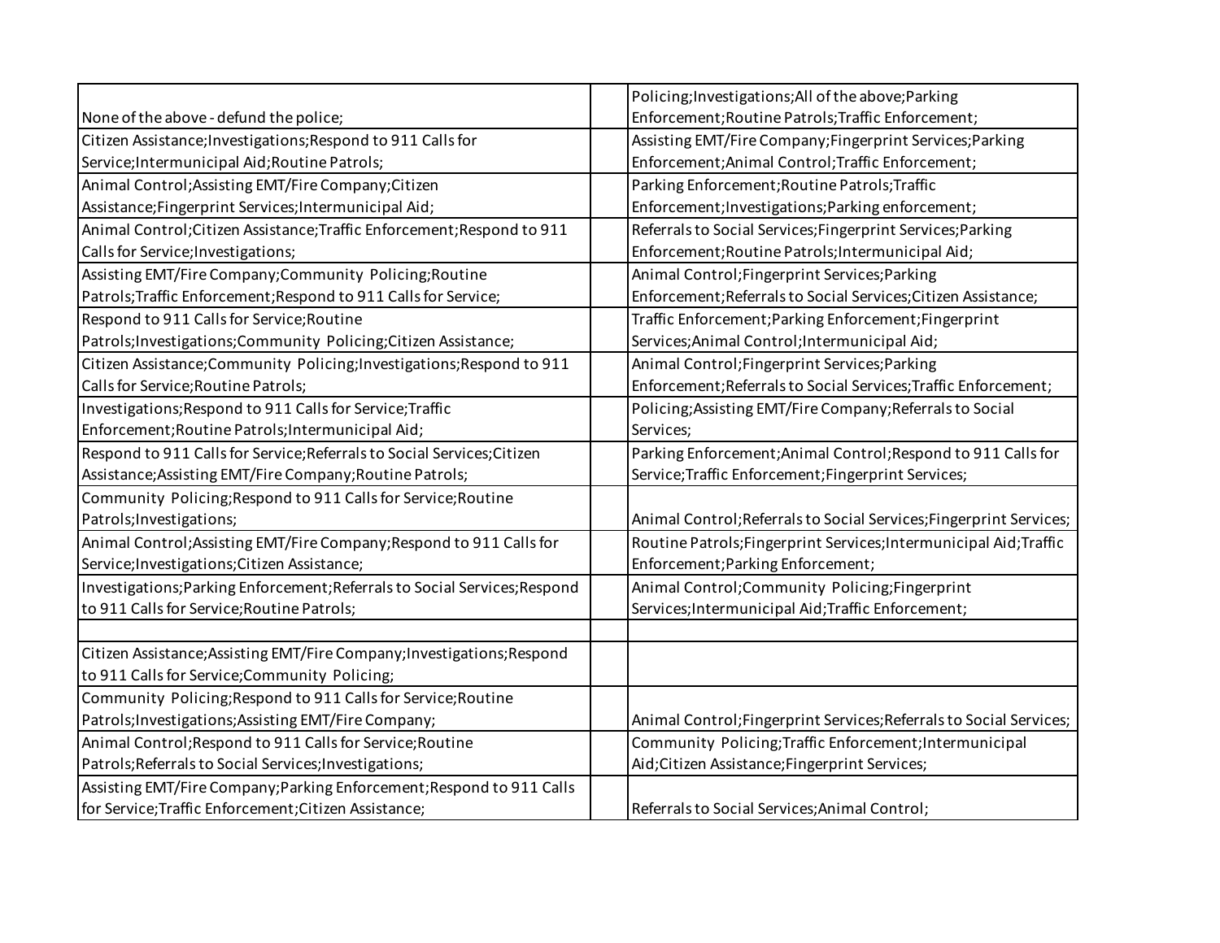| | | |
|---|---|---|
| None of the above - defund the police; | | Policing;Investigations;All of the above;Parking Enforcement;Routine Patrols;Traffic Enforcement; |
| Citizen Assistance;Investigations;Respond to 911 Calls for Service;Intermunicipal Aid;Routine Patrols; | | Assisting EMT/Fire Company;Fingerprint Services;Parking Enforcement;Animal Control;Traffic Enforcement; |
| Animal Control;Assisting EMT/Fire Company;Citizen Assistance;Fingerprint Services;Intermunicipal Aid; | | Parking Enforcement;Routine Patrols;Traffic Enforcement;Investigations;Parking enforcement; |
| Animal Control;Citizen Assistance;Traffic Enforcement;Respond to 911 Calls for Service;Investigations; | | Referrals to Social Services;Fingerprint Services;Parking Enforcement;Routine Patrols;Intermunicipal Aid; |
| Assisting EMT/Fire Company;Community Policing;Routine Patrols;Traffic Enforcement;Respond to 911 Calls for Service; | | Animal Control;Fingerprint Services;Parking Enforcement;Referrals to Social Services;Citizen Assistance; |
| Respond to 911 Calls for Service;Routine Patrols;Investigations;Community Policing;Citizen Assistance; | | Traffic Enforcement;Parking Enforcement;Fingerprint Services;Animal Control;Intermunicipal Aid; |
| Citizen Assistance;Community Policing;Investigations;Respond to 911 Calls for Service;Routine Patrols; | | Animal Control;Fingerprint Services;Parking Enforcement;Referrals to Social Services;Traffic Enforcement; |
| Investigations;Respond to 911 Calls for Service;Traffic Enforcement;Routine Patrols;Intermunicipal Aid; | | Policing;Assisting EMT/Fire Company;Referrals to Social Services; |
| Respond to 911 Calls for Service;Referrals to Social Services;Citizen Assistance;Assisting EMT/Fire Company;Routine Patrols; | | Parking Enforcement;Animal Control;Respond to 911 Calls for Service;Traffic Enforcement;Fingerprint Services; |
| Community Policing;Respond to 911 Calls for Service;Routine Patrols;Investigations; | | Animal Control;Referrals to Social Services;Fingerprint Services; |
| Animal Control;Assisting EMT/Fire Company;Respond to 911 Calls for Service;Investigations;Citizen Assistance; | | Routine Patrols;Fingerprint Services;Intermunicipal Aid;Traffic Enforcement;Parking Enforcement; |
| Investigations;Parking Enforcement;Referrals to Social Services;Respond to 911 Calls for Service;Routine Patrols; | | Animal Control;Community Policing;Fingerprint Services;Intermunicipal Aid;Traffic Enforcement; |
| | | |
| Citizen Assistance;Assisting EMT/Fire Company;Investigations;Respond to 911 Calls for Service;Community Policing; | | |
| Community Policing;Respond to 911 Calls for Service;Routine Patrols;Investigations;Assisting EMT/Fire Company; | | Animal Control;Fingerprint Services;Referrals to Social Services; |
| Animal Control;Respond to 911 Calls for Service;Routine Patrols;Referrals to Social Services;Investigations; | | Community Policing;Traffic Enforcement;Intermunicipal Aid;Citizen Assistance;Fingerprint Services; |
| Assisting EMT/Fire Company;Parking Enforcement;Respond to 911 Calls for Service;Traffic Enforcement;Citizen Assistance; | | Referrals to Social Services;Animal Control; |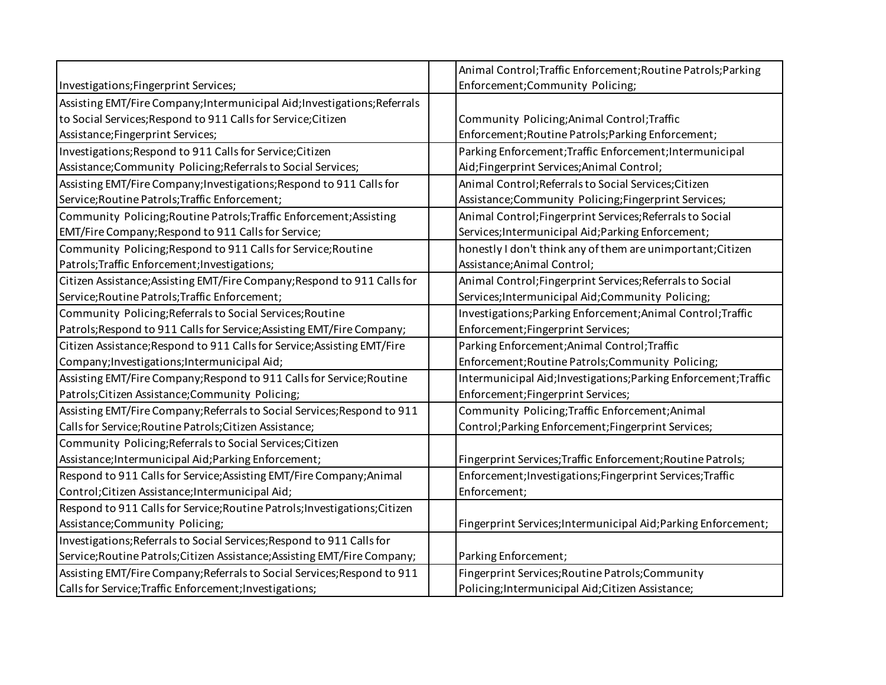| | | |
|---|---|---|
| Investigations;Fingerprint Services; | | Animal Control;Traffic Enforcement;Routine Patrols;Parking Enforcement;Community Policing; |
| Assisting EMT/Fire Company;Intermunicipal Aid;Investigations;Referrals to Social Services;Respond to 911 Calls for Service;Citizen Assistance;Fingerprint Services; | | Community Policing;Animal Control;Traffic Enforcement;Routine Patrols;Parking Enforcement; |
| Investigations;Respond to 911 Calls for Service;Citizen Assistance;Community Policing;Referrals to Social Services; | | Parking Enforcement;Traffic Enforcement;Intermunicipal Aid;Fingerprint Services;Animal Control; |
| Assisting EMT/Fire Company;Investigations;Respond to 911 Calls for Service;Routine Patrols;Traffic Enforcement; | | Animal Control;Referrals to Social Services;Citizen Assistance;Community Policing;Fingerprint Services; |
| Community Policing;Routine Patrols;Traffic Enforcement;Assisting EMT/Fire Company;Respond to 911 Calls for Service; | | Animal Control;Fingerprint Services;Referrals to Social Services;Intermunicipal Aid;Parking Enforcement; |
| Community Policing;Respond to 911 Calls for Service;Routine Patrols;Traffic Enforcement;Investigations; | | honestly I don't think any of them are unimportant;Citizen Assistance;Animal Control; |
| Citizen Assistance;Assisting EMT/Fire Company;Respond to 911 Calls for Service;Routine Patrols;Traffic Enforcement; | | Animal Control;Fingerprint Services;Referrals to Social Services;Intermunicipal Aid;Community Policing; |
| Community Policing;Referrals to Social Services;Routine Patrols;Respond to 911 Calls for Service;Assisting EMT/Fire Company; | | Investigations;Parking Enforcement;Animal Control;Traffic Enforcement;Fingerprint Services; |
| Citizen Assistance;Respond to 911 Calls for Service;Assisting EMT/Fire Company;Investigations;Intermunicipal Aid; | | Parking Enforcement;Animal Control;Traffic Enforcement;Routine Patrols;Community Policing; |
| Assisting EMT/Fire Company;Respond to 911 Calls for Service;Routine Patrols;Citizen Assistance;Community Policing; | | Intermunicipal Aid;Investigations;Parking Enforcement;Traffic Enforcement;Fingerprint Services; |
| Assisting EMT/Fire Company;Referrals to Social Services;Respond to 911 Calls for Service;Routine Patrols;Citizen Assistance; | | Community Policing;Traffic Enforcement;Animal Control;Parking Enforcement;Fingerprint Services; |
| Community Policing;Referrals to Social Services;Citizen Assistance;Intermunicipal Aid;Parking Enforcement; | | Fingerprint Services;Traffic Enforcement;Routine Patrols; |
| Respond to 911 Calls for Service;Assisting EMT/Fire Company;Animal Control;Citizen Assistance;Intermunicipal Aid; | | Enforcement;Investigations;Fingerprint Services;Traffic Enforcement; |
| Respond to 911 Calls for Service;Routine Patrols;Investigations;Citizen Assistance;Community Policing; | | Fingerprint Services;Intermunicipal Aid;Parking Enforcement; |
| Investigations;Referrals to Social Services;Respond to 911 Calls for Service;Routine Patrols;Citizen Assistance;Assisting EMT/Fire Company; | | Parking Enforcement; |
| Assisting EMT/Fire Company;Referrals to Social Services;Respond to 911 Calls for Service;Traffic Enforcement;Investigations; | | Fingerprint Services;Routine Patrols;Community Policing;Intermunicipal Aid;Citizen Assistance; |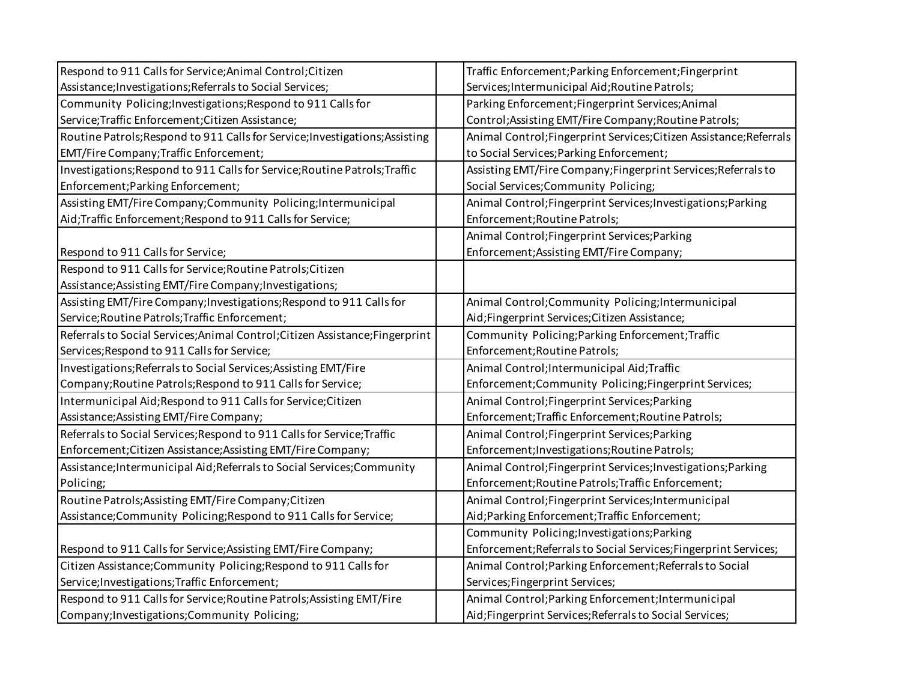| | | |
|---|---|---|
| Respond to 911 Calls for Service;Animal Control;Citizen Assistance;Investigations;Referrals to Social Services; | | Traffic Enforcement;Parking Enforcement;Fingerprint Services;Intermunicipal Aid;Routine Patrols; |
| Community Policing;Investigations;Respond to 911 Calls for Service;Traffic Enforcement;Citizen Assistance; | | Parking Enforcement;Fingerprint Services;Animal Control;Assisting EMT/Fire Company;Routine Patrols; |
| Routine Patrols;Respond to 911 Calls for Service;Investigations;Assisting EMT/Fire Company;Traffic Enforcement; | | Animal Control;Fingerprint Services;Citizen Assistance;Referrals to Social Services;Parking Enforcement; |
| Investigations;Respond to 911 Calls for Service;Routine Patrols;Traffic Enforcement;Parking Enforcement; | | Assisting EMT/Fire Company;Fingerprint Services;Referrals to Social Services;Community Policing; |
| Assisting EMT/Fire Company;Community Policing;Intermunicipal Aid;Traffic Enforcement;Respond to 911 Calls for Service; | | Animal Control;Fingerprint Services;Investigations;Parking Enforcement;Routine Patrols; |
| Respond to 911 Calls for Service; | | Animal Control;Fingerprint Services;Parking Enforcement;Assisting EMT/Fire Company; |
| Respond to 911 Calls for Service;Routine Patrols;Citizen Assistance;Assisting EMT/Fire Company;Investigations; | | |
| Assisting EMT/Fire Company;Investigations;Respond to 911 Calls for Service;Routine Patrols;Traffic Enforcement; | | Animal Control;Community Policing;Intermunicipal Aid;Fingerprint Services;Citizen Assistance; |
| Referrals to Social Services;Animal Control;Citizen Assistance;Fingerprint Services;Respond to 911 Calls for Service; | | Community Policing;Parking Enforcement;Traffic Enforcement;Routine Patrols; |
| Investigations;Referrals to Social Services;Assisting EMT/Fire Company;Routine Patrols;Respond to 911 Calls for Service; | | Animal Control;Intermunicipal Aid;Traffic Enforcement;Community Policing;Fingerprint Services; |
| Intermunicipal Aid;Respond to 911 Calls for Service;Citizen Assistance;Assisting EMT/Fire Company; | | Animal Control;Fingerprint Services;Parking Enforcement;Traffic Enforcement;Routine Patrols; |
| Referrals to Social Services;Respond to 911 Calls for Service;Traffic Enforcement;Citizen Assistance;Assisting EMT/Fire Company; | | Animal Control;Fingerprint Services;Parking Enforcement;Investigations;Routine Patrols; |
| Assistance;Intermunicipal Aid;Referrals to Social Services;Community Policing; | | Animal Control;Fingerprint Services;Investigations;Parking Enforcement;Routine Patrols;Traffic Enforcement; |
| Routine Patrols;Assisting EMT/Fire Company;Citizen Assistance;Community Policing;Respond to 911 Calls for Service; | | Animal Control;Fingerprint Services;Intermunicipal Aid;Parking Enforcement;Traffic Enforcement; |
| Respond to 911 Calls for Service;Assisting EMT/Fire Company; | | Community Policing;Investigations;Parking Enforcement;Referrals to Social Services;Fingerprint Services; |
| Citizen Assistance;Community Policing;Respond to 911 Calls for Service;Investigations;Traffic Enforcement; | | Animal Control;Parking Enforcement;Referrals to Social Services;Fingerprint Services; |
| Respond to 911 Calls for Service;Routine Patrols;Assisting EMT/Fire Company;Investigations;Community Policing; | | Animal Control;Parking Enforcement;Intermunicipal Aid;Fingerprint Services;Referrals to Social Services; |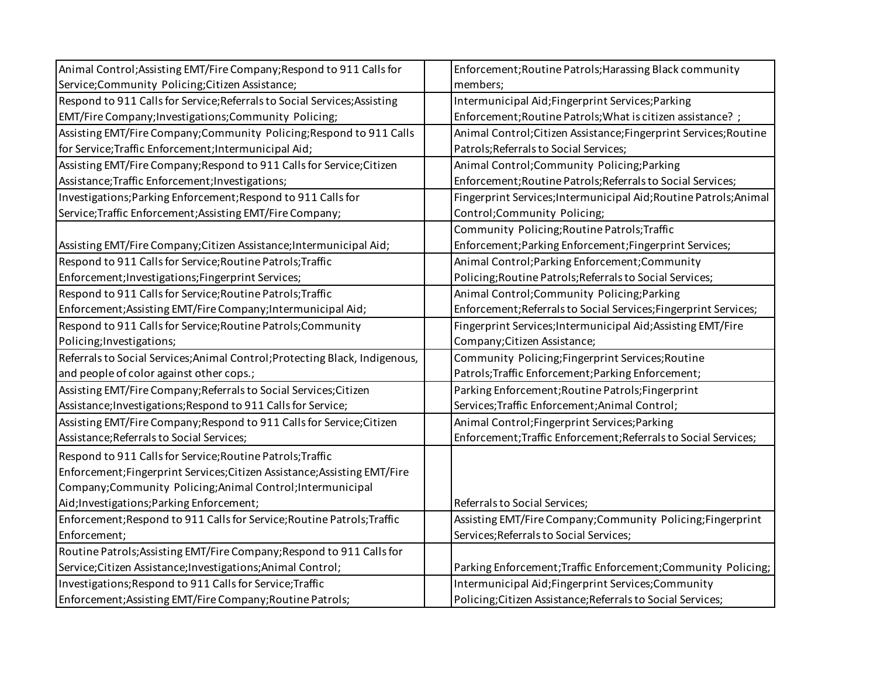| | | |
|---|---|---|
| Animal Control;Assisting EMT/Fire Company;Respond to 911 Calls for Service;Community Policing;Citizen Assistance; | | Enforcement;Routine Patrols;Harassing Black community members; |
| Respond to 911 Calls for Service;Referrals to Social Services;Assisting EMT/Fire Company;Investigations;Community Policing; | | Intermunicipal Aid;Fingerprint Services;Parking Enforcement;Routine Patrols;What is citizen assistance? ; |
| Assisting EMT/Fire Company;Community Policing;Respond to 911 Calls for Service;Traffic Enforcement;Intermunicipal Aid; | | Animal Control;Citizen Assistance;Fingerprint Services;Routine Patrols;Referrals to Social Services; |
| Assisting EMT/Fire Company;Respond to 911 Calls for Service;Citizen Assistance;Traffic Enforcement;Investigations; | | Animal Control;Community Policing;Parking Enforcement;Routine Patrols;Referrals to Social Services; |
| Investigations;Parking Enforcement;Respond to 911 Calls for Service;Traffic Enforcement;Assisting EMT/Fire Company; | | Fingerprint Services;Intermunicipal Aid;Routine Patrols;Animal Control;Community Policing; |
| Assisting EMT/Fire Company;Citizen Assistance;Intermunicipal Aid; | | Community Policing;Routine Patrols;Traffic Enforcement;Parking Enforcement;Fingerprint Services; |
| Respond to 911 Calls for Service;Routine Patrols;Traffic Enforcement;Investigations;Fingerprint Services; | | Animal Control;Parking Enforcement;Community Policing;Routine Patrols;Referrals to Social Services; |
| Respond to 911 Calls for Service;Routine Patrols;Traffic Enforcement;Assisting EMT/Fire Company;Intermunicipal Aid; | | Animal Control;Community Policing;Parking Enforcement;Referrals to Social Services;Fingerprint Services; |
| Respond to 911 Calls for Service;Routine Patrols;Community Policing;Investigations; | | Fingerprint Services;Intermunicipal Aid;Assisting EMT/Fire Company;Citizen Assistance; |
| Referrals to Social Services;Animal Control;Protecting Black, Indigenous, and people of color against other cops.; | | Community Policing;Fingerprint Services;Routine Patrols;Traffic Enforcement;Parking Enforcement; |
| Assisting EMT/Fire Company;Referrals to Social Services;Citizen Assistance;Investigations;Respond to 911 Calls for Service; | | Parking Enforcement;Routine Patrols;Fingerprint Services;Traffic Enforcement;Animal Control; |
| Assisting EMT/Fire Company;Respond to 911 Calls for Service;Citizen Assistance;Referrals to Social Services; | | Animal Control;Fingerprint Services;Parking Enforcement;Traffic Enforcement;Referrals to Social Services; |
| Respond to 911 Calls for Service;Routine Patrols;Traffic Enforcement;Fingerprint Services;Citizen Assistance;Assisting EMT/Fire Company;Community Policing;Animal Control;Intermunicipal Aid;Investigations;Parking Enforcement; | | Referrals to Social Services; |
| Enforcement;Respond to 911 Calls for Service;Routine Patrols;Traffic Enforcement; | | Assisting EMT/Fire Company;Community Policing;Fingerprint Services;Referrals to Social Services; |
| Routine Patrols;Assisting EMT/Fire Company;Respond to 911 Calls for Service;Citizen Assistance;Investigations;Animal Control; | | Parking Enforcement;Traffic Enforcement;Community Policing; |
| Investigations;Respond to 911 Calls for Service;Traffic Enforcement;Assisting EMT/Fire Company;Routine Patrols; | | Intermunicipal Aid;Fingerprint Services;Community Policing;Citizen Assistance;Referrals to Social Services; |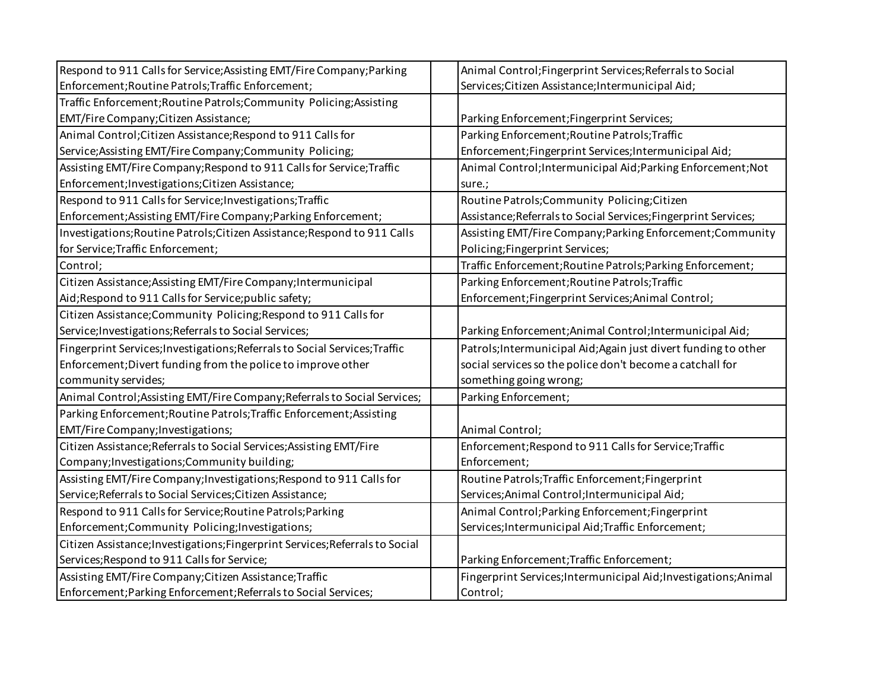| | | |
|---|---|---|
| Respond to 911 Calls for Service;Assisting EMT/Fire Company;Parking Enforcement;Routine Patrols;Traffic Enforcement; | | Animal Control;Fingerprint Services;Referrals to Social Services;Citizen Assistance;Intermunicipal Aid; |
| Traffic Enforcement;Routine Patrols;Community Policing;Assisting EMT/Fire Company;Citizen Assistance; | | Parking Enforcement;Fingerprint Services; |
| Animal Control;Citizen Assistance;Respond to 911 Calls for Service;Assisting EMT/Fire Company;Community Policing; | | Parking Enforcement;Routine Patrols;Traffic Enforcement;Fingerprint Services;Intermunicipal Aid; |
| Assisting EMT/Fire Company;Respond to 911 Calls for Service;Traffic Enforcement;Investigations;Citizen Assistance; | | Animal Control;Intermunicipal Aid;Parking Enforcement;Not sure.; |
| Respond to 911 Calls for Service;Investigations;Traffic Enforcement;Assisting EMT/Fire Company;Parking Enforcement; | | Routine Patrols;Community Policing;Citizen Assistance;Referrals to Social Services;Fingerprint Services; |
| Investigations;Routine Patrols;Citizen Assistance;Respond to 911 Calls for Service;Traffic Enforcement; | | Assisting EMT/Fire Company;Parking Enforcement;Community Policing;Fingerprint Services; |
| Control; | | Traffic Enforcement;Routine Patrols;Parking Enforcement; |
| Citizen Assistance;Assisting EMT/Fire Company;Intermunicipal Aid;Respond to 911 Calls for Service;public safety; | | Parking Enforcement;Routine Patrols;Traffic Enforcement;Fingerprint Services;Animal Control; |
| Citizen Assistance;Community Policing;Respond to 911 Calls for Service;Investigations;Referrals to Social Services; | | Parking Enforcement;Animal Control;Intermunicipal Aid; |
| Fingerprint Services;Investigations;Referrals to Social Services;Traffic Enforcement;Divert funding from the police to improve other community servides; | | Patrols;Intermunicipal Aid;Again just divert funding to other social services so the police don't become a catchall for something going wrong; |
| Animal Control;Assisting EMT/Fire Company;Referrals to Social Services; | | Parking Enforcement; |
| Parking Enforcement;Routine Patrols;Traffic Enforcement;Assisting EMT/Fire Company;Investigations; | | Animal Control; |
| Citizen Assistance;Referrals to Social Services;Assisting EMT/Fire Company;Investigations;Community building; | | Enforcement;Respond to 911 Calls for Service;Traffic Enforcement; |
| Assisting EMT/Fire Company;Investigations;Respond to 911 Calls for Service;Referrals to Social Services;Citizen Assistance; | | Routine Patrols;Traffic Enforcement;Fingerprint Services;Animal Control;Intermunicipal Aid; |
| Respond to 911 Calls for Service;Routine Patrols;Parking Enforcement;Community Policing;Investigations; | | Animal Control;Parking Enforcement;Fingerprint Services;Intermunicipal Aid;Traffic Enforcement; |
| Citizen Assistance;Investigations;Fingerprint Services;Referrals to Social Services;Respond to 911 Calls for Service; | | Parking Enforcement;Traffic Enforcement; |
| Assisting EMT/Fire Company;Citizen Assistance;Traffic Enforcement;Parking Enforcement;Referrals to Social Services; | | Fingerprint Services;Intermunicipal Aid;Investigations;Animal Control; |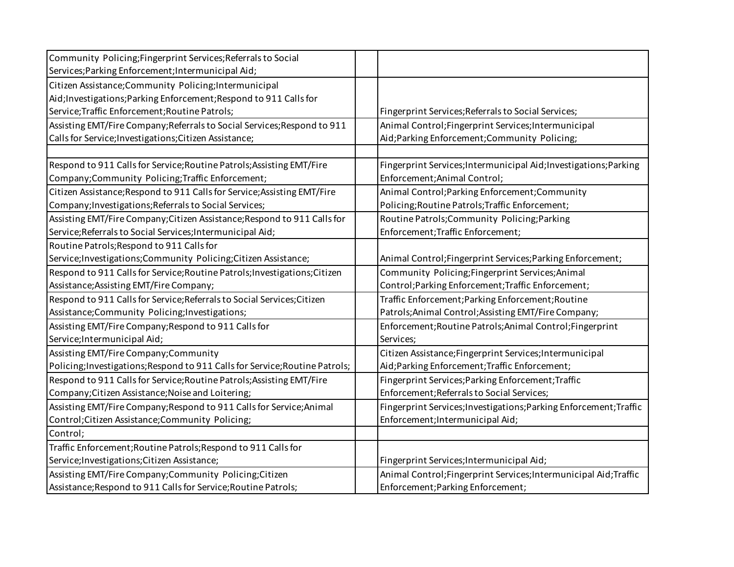| | | |
|---|---|---|
| Community Policing;Fingerprint Services;Referrals to Social Services;Parking Enforcement;Intermunicipal Aid; | | |
| Citizen Assistance;Community Policing;Intermunicipal Aid;Investigations;Parking Enforcement;Respond to 911 Calls for Service;Traffic Enforcement;Routine Patrols; | | Fingerprint Services;Referrals to Social Services; |
| Assisting EMT/Fire Company;Referrals to Social Services;Respond to 911 Calls for Service;Investigations;Citizen Assistance; | | Animal Control;Fingerprint Services;Intermunicipal Aid;Parking Enforcement;Community Policing; |
| | | |
| Respond to 911 Calls for Service;Routine Patrols;Assisting EMT/Fire Company;Community Policing;Traffic Enforcement; | | Fingerprint Services;Intermunicipal Aid;Investigations;Parking Enforcement;Animal Control; |
| Citizen Assistance;Respond to 911 Calls for Service;Assisting EMT/Fire Company;Investigations;Referrals to Social Services; | | Animal Control;Parking Enforcement;Community Policing;Routine Patrols;Traffic Enforcement; |
| Assisting EMT/Fire Company;Citizen Assistance;Respond to 911 Calls for Service;Referrals to Social Services;Intermunicipal Aid; | | Routine Patrols;Community Policing;Parking Enforcement;Traffic Enforcement; |
| Routine Patrols;Respond to 911 Calls for Service;Investigations;Community Policing;Citizen Assistance; | | Animal Control;Fingerprint Services;Parking Enforcement; |
| Respond to 911 Calls for Service;Routine Patrols;Investigations;Citizen Assistance;Assisting EMT/Fire Company; | | Community Policing;Fingerprint Services;Animal Control;Parking Enforcement;Traffic Enforcement; |
| Respond to 911 Calls for Service;Referrals to Social Services;Citizen Assistance;Community Policing;Investigations; | | Traffic Enforcement;Parking Enforcement;Routine Patrols;Animal Control;Assisting EMT/Fire Company; |
| Assisting EMT/Fire Company;Respond to 911 Calls for Service;Intermunicipal Aid; | | Enforcement;Routine Patrols;Animal Control;Fingerprint Services; |
| Assisting EMT/Fire Company;Community Policing;Investigations;Respond to 911 Calls for Service;Routine Patrols; | | Citizen Assistance;Fingerprint Services;Intermunicipal Aid;Parking Enforcement;Traffic Enforcement; |
| Respond to 911 Calls for Service;Routine Patrols;Assisting EMT/Fire Company;Citizen Assistance;Noise and Loitering; | | Fingerprint Services;Parking Enforcement;Traffic Enforcement;Referrals to Social Services; |
| Assisting EMT/Fire Company;Respond to 911 Calls for Service;Animal Control;Citizen Assistance;Community Policing; | | Fingerprint Services;Investigations;Parking Enforcement;Traffic Enforcement;Intermunicipal Aid; |
| Control; | | |
| Traffic Enforcement;Routine Patrols;Respond to 911 Calls for Service;Investigations;Citizen Assistance; | | Fingerprint Services;Intermunicipal Aid; |
| Assisting EMT/Fire Company;Community Policing;Citizen Assistance;Respond to 911 Calls for Service;Routine Patrols; | | Animal Control;Fingerprint Services;Intermunicipal Aid;Traffic Enforcement;Parking Enforcement; |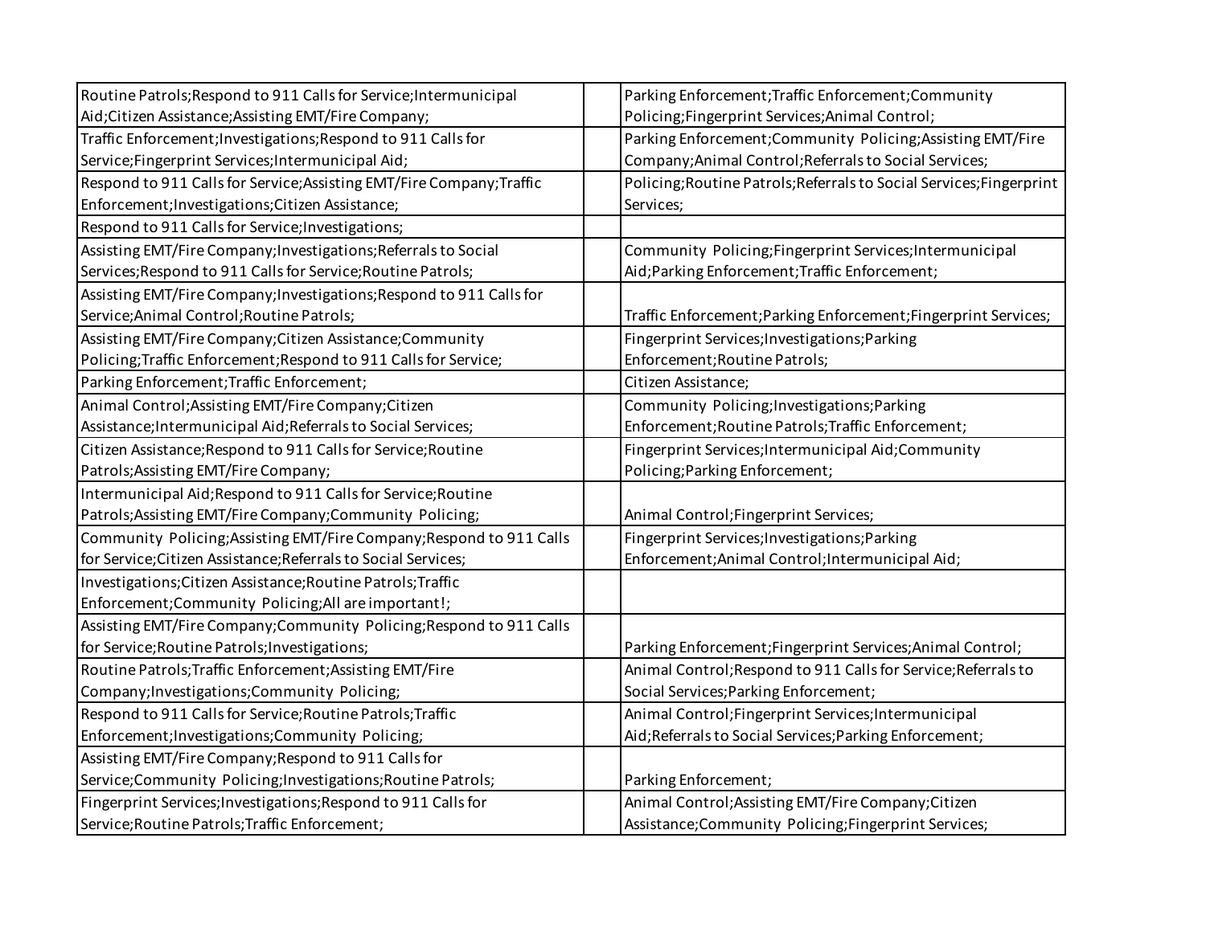| | | |
|---|---|---|
| Routine Patrols;Respond to 911 Calls for Service;Intermunicipal Aid;Citizen Assistance;Assisting EMT/Fire Company; | | Parking Enforcement;Traffic Enforcement;Community Policing;Fingerprint Services;Animal Control; |
| Traffic Enforcement;Investigations;Respond to 911 Calls for Service;Fingerprint Services;Intermunicipal Aid; | | Parking Enforcement;Community Policing;Assisting EMT/Fire Company;Animal Control;Referrals to Social Services; |
| Respond to 911 Calls for Service;Assisting EMT/Fire Company;Traffic Enforcement;Investigations;Citizen Assistance; | | Policing;Routine Patrols;Referrals to Social Services;Fingerprint Services; |
| Respond to 911 Calls for Service;Investigations; | | |
| Assisting EMT/Fire Company;Investigations;Referrals to Social Services;Respond to 911 Calls for Service;Routine Patrols; | | Community Policing;Fingerprint Services;Intermunicipal Aid;Parking Enforcement;Traffic Enforcement; |
| Assisting EMT/Fire Company;Investigations;Respond to 911 Calls for Service;Animal Control;Routine Patrols; | | Traffic Enforcement;Parking Enforcement;Fingerprint Services; |
| Assisting EMT/Fire Company;Citizen Assistance;Community Policing;Traffic Enforcement;Respond to 911 Calls for Service; | | Fingerprint Services;Investigations;Parking Enforcement;Routine Patrols; |
| Parking Enforcement;Traffic Enforcement; | | Citizen Assistance; |
| Animal Control;Assisting EMT/Fire Company;Citizen Assistance;Intermunicipal Aid;Referrals to Social Services; | | Community Policing;Investigations;Parking Enforcement;Routine Patrols;Traffic Enforcement; |
| Citizen Assistance;Respond to 911 Calls for Service;Routine Patrols;Assisting EMT/Fire Company; | | Fingerprint Services;Intermunicipal Aid;Community Policing;Parking Enforcement; |
| Intermunicipal Aid;Respond to 911 Calls for Service;Routine Patrols;Assisting EMT/Fire Company;Community Policing; | | Animal Control;Fingerprint Services; |
| Community Policing;Assisting EMT/Fire Company;Respond to 911 Calls for Service;Citizen Assistance;Referrals to Social Services; | | Fingerprint Services;Investigations;Parking Enforcement;Animal Control;Intermunicipal Aid; |
| Investigations;Citizen Assistance;Routine Patrols;Traffic Enforcement;Community Policing;All are important!; | | |
| Assisting EMT/Fire Company;Community Policing;Respond to 911 Calls for Service;Routine Patrols;Investigations; | | Parking Enforcement;Fingerprint Services;Animal Control; |
| Routine Patrols;Traffic Enforcement;Assisting EMT/Fire Company;Investigations;Community Policing; | | Animal Control;Respond to 911 Calls for Service;Referrals to Social Services;Parking Enforcement; |
| Respond to 911 Calls for Service;Routine Patrols;Traffic Enforcement;Investigations;Community Policing; | | Animal Control;Fingerprint Services;Intermunicipal Aid;Referrals to Social Services;Parking Enforcement; |
| Assisting EMT/Fire Company;Respond to 911 Calls for Service;Community Policing;Investigations;Routine Patrols; | | Parking Enforcement; |
| Fingerprint Services;Investigations;Respond to 911 Calls for Service;Routine Patrols;Traffic Enforcement; | | Animal Control;Assisting EMT/Fire Company;Citizen Assistance;Community Policing;Fingerprint Services; |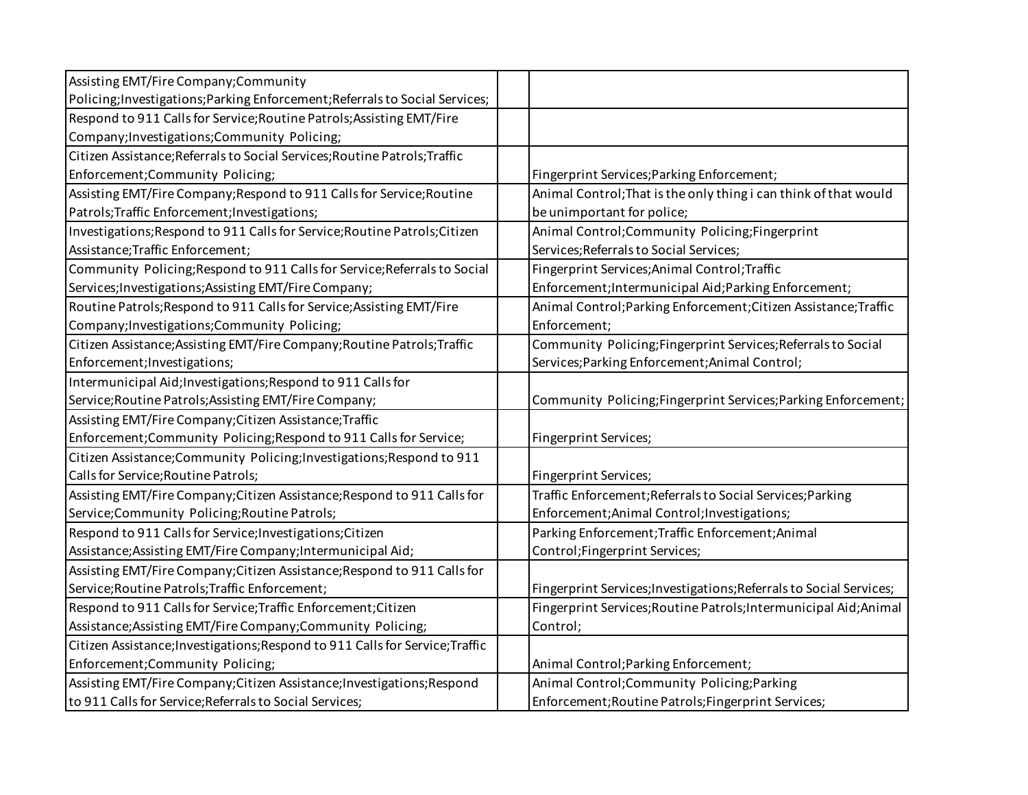| | | |
|---|---|---|
| Assisting EMT/Fire Company;Community Policing;Investigations;Parking Enforcement;Referrals to Social Services; | | |
| Respond to 911 Calls for Service;Routine Patrols;Assisting EMT/Fire Company;Investigations;Community Policing; | | |
| Citizen Assistance;Referrals to Social Services;Routine Patrols;Traffic Enforcement;Community Policing; | | Fingerprint Services;Parking Enforcement; |
| Assisting EMT/Fire Company;Respond to 911 Calls for Service;Routine Patrols;Traffic Enforcement;Investigations; | | Animal Control;That is the only thing i can think of that would be unimportant for police; |
| Investigations;Respond to 911 Calls for Service;Routine Patrols;Citizen Assistance;Traffic Enforcement; | | Animal Control;Community Policing;Fingerprint Services;Referrals to Social Services; |
| Community Policing;Respond to 911 Calls for Service;Referrals to Social Services;Investigations;Assisting EMT/Fire Company; | | Fingerprint Services;Animal Control;Traffic Enforcement;Intermunicipal Aid;Parking Enforcement; |
| Routine Patrols;Respond to 911 Calls for Service;Assisting EMT/Fire Company;Investigations;Community Policing; | | Animal Control;Parking Enforcement;Citizen Assistance;Traffic Enforcement; |
| Citizen Assistance;Assisting EMT/Fire Company;Routine Patrols;Traffic Enforcement;Investigations; | | Community Policing;Fingerprint Services;Referrals to Social Services;Parking Enforcement;Animal Control; |
| Intermunicipal Aid;Investigations;Respond to 911 Calls for Service;Routine Patrols;Assisting EMT/Fire Company; | | Community Policing;Fingerprint Services;Parking Enforcement; |
| Assisting EMT/Fire Company;Citizen Assistance;Traffic Enforcement;Community Policing;Respond to 911 Calls for Service; | | Fingerprint Services; |
| Citizen Assistance;Community Policing;Investigations;Respond to 911 Calls for Service;Routine Patrols; | | Fingerprint Services; |
| Assisting EMT/Fire Company;Citizen Assistance;Respond to 911 Calls for Service;Community Policing;Routine Patrols; | | Traffic Enforcement;Referrals to Social Services;Parking Enforcement;Animal Control;Investigations; |
| Respond to 911 Calls for Service;Investigations;Citizen Assistance;Assisting EMT/Fire Company;Intermunicipal Aid; | | Parking Enforcement;Traffic Enforcement;Animal Control;Fingerprint Services; |
| Assisting EMT/Fire Company;Citizen Assistance;Respond to 911 Calls for Service;Routine Patrols;Traffic Enforcement; | | Fingerprint Services;Investigations;Referrals to Social Services; |
| Respond to 911 Calls for Service;Traffic Enforcement;Citizen Assistance;Assisting EMT/Fire Company;Community Policing; | | Fingerprint Services;Routine Patrols;Intermunicipal Aid;Animal Control; |
| Citizen Assistance;Investigations;Respond to 911 Calls for Service;Traffic Enforcement;Community Policing; | | Animal Control;Parking Enforcement; |
| Assisting EMT/Fire Company;Citizen Assistance;Investigations;Respond to 911 Calls for Service;Referrals to Social Services; | | Animal Control;Community Policing;Parking Enforcement;Routine Patrols;Fingerprint Services; |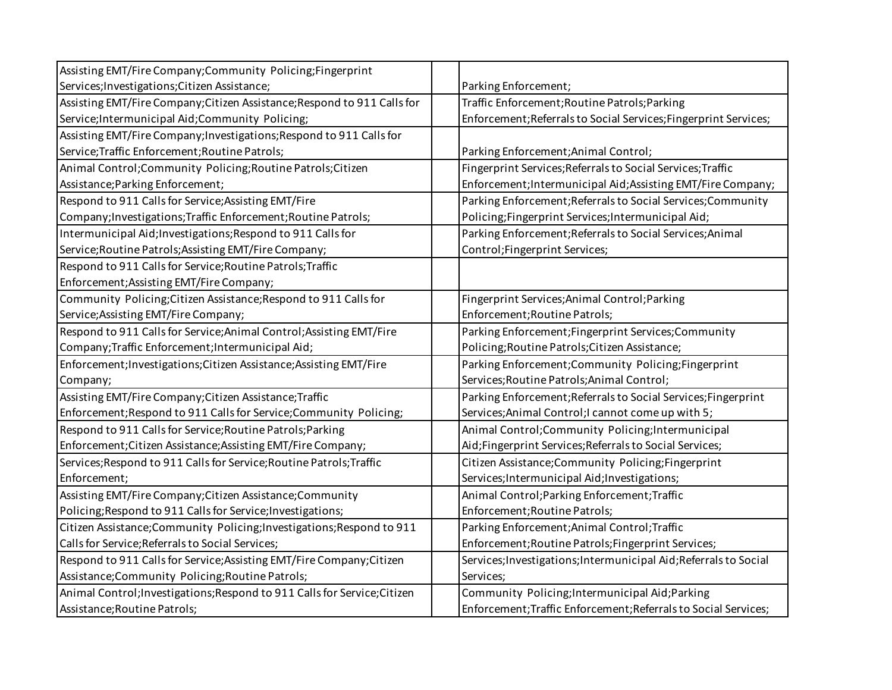| | | |
|---|---|---|
| Assisting EMT/Fire Company;Community Policing;Fingerprint Services;Investigations;Citizen Assistance; | | Parking Enforcement; |
| Assisting EMT/Fire Company;Citizen Assistance;Respond to 911 Calls for Service;Intermunicipal Aid;Community Policing; | | Traffic Enforcement;Routine Patrols;Parking Enforcement;Referrals to Social Services;Fingerprint Services; |
| Assisting EMT/Fire Company;Investigations;Respond to 911 Calls for Service;Traffic Enforcement;Routine Patrols; | | Parking Enforcement;Animal Control; |
| Animal Control;Community Policing;Routine Patrols;Citizen Assistance;Parking Enforcement; | | Fingerprint Services;Referrals to Social Services;Traffic Enforcement;Intermunicipal Aid;Assisting EMT/Fire Company; |
| Respond to 911 Calls for Service;Assisting EMT/Fire Company;Investigations;Traffic Enforcement;Routine Patrols; | | Parking Enforcement;Referrals to Social Services;Community Policing;Fingerprint Services;Intermunicipal Aid; |
| Intermunicipal Aid;Investigations;Respond to 911 Calls for Service;Routine Patrols;Assisting EMT/Fire Company; | | Parking Enforcement;Referrals to Social Services;Animal Control;Fingerprint Services; |
| Respond to 911 Calls for Service;Routine Patrols;Traffic Enforcement;Assisting EMT/Fire Company; | | |
| Community Policing;Citizen Assistance;Respond to 911 Calls for Service;Assisting EMT/Fire Company; | | Fingerprint Services;Animal Control;Parking Enforcement;Routine Patrols; |
| Respond to 911 Calls for Service;Animal Control;Assisting EMT/Fire Company;Traffic Enforcement;Intermunicipal Aid; | | Parking Enforcement;Fingerprint Services;Community Policing;Routine Patrols;Citizen Assistance; |
| Enforcement;Investigations;Citizen Assistance;Assisting EMT/Fire Company; | | Parking Enforcement;Community Policing;Fingerprint Services;Routine Patrols;Animal Control; |
| Assisting EMT/Fire Company;Citizen Assistance;Traffic Enforcement;Respond to 911 Calls for Service;Community Policing; | | Parking Enforcement;Referrals to Social Services;Fingerprint Services;Animal Control;I cannot come up with 5; |
| Respond to 911 Calls for Service;Routine Patrols;Parking Enforcement;Citizen Assistance;Assisting EMT/Fire Company; | | Animal Control;Community Policing;Intermunicipal Aid;Fingerprint Services;Referrals to Social Services; |
| Services;Respond to 911 Calls for Service;Routine Patrols;Traffic Enforcement; | | Citizen Assistance;Community Policing;Fingerprint Services;Intermunicipal Aid;Investigations; |
| Assisting EMT/Fire Company;Citizen Assistance;Community Policing;Respond to 911 Calls for Service;Investigations; | | Animal Control;Parking Enforcement;Traffic Enforcement;Routine Patrols; |
| Citizen Assistance;Community Policing;Investigations;Respond to 911 Calls for Service;Referrals to Social Services; | | Parking Enforcement;Animal Control;Traffic Enforcement;Routine Patrols;Fingerprint Services; |
| Respond to 911 Calls for Service;Assisting EMT/Fire Company;Citizen Assistance;Community Policing;Routine Patrols; | | Services;Investigations;Intermunicipal Aid;Referrals to Social Services; |
| Animal Control;Investigations;Respond to 911 Calls for Service;Citizen Assistance;Routine Patrols; | | Community Policing;Intermunicipal Aid;Parking Enforcement;Traffic Enforcement;Referrals to Social Services; |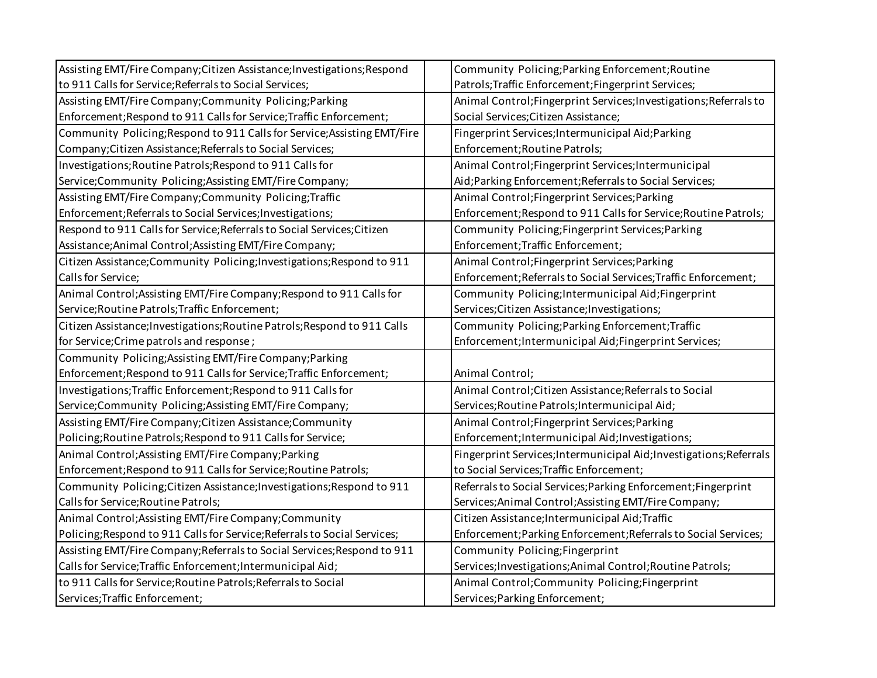| | | |
|---|---|---|
| Assisting EMT/Fire Company;Citizen Assistance;Investigations;Respond to 911 Calls for Service;Referrals to Social Services; | | Community Policing;Parking Enforcement;Routine Patrols;Traffic Enforcement;Fingerprint Services; |
| Assisting EMT/Fire Company;Community Policing;Parking Enforcement;Respond to 911 Calls for Service;Traffic Enforcement; | | Animal Control;Fingerprint Services;Investigations;Referrals to Social Services;Citizen Assistance; |
| Community Policing;Respond to 911 Calls for Service;Assisting EMT/Fire Company;Citizen Assistance;Referrals to Social Services; | | Fingerprint Services;Intermunicipal Aid;Parking Enforcement;Routine Patrols; |
| Investigations;Routine Patrols;Respond to 911 Calls for Service;Community Policing;Assisting EMT/Fire Company; | | Animal Control;Fingerprint Services;Intermunicipal Aid;Parking Enforcement;Referrals to Social Services; |
| Assisting EMT/Fire Company;Community Policing;Traffic Enforcement;Referrals to Social Services;Investigations; | | Animal Control;Fingerprint Services;Parking Enforcement;Respond to 911 Calls for Service;Routine Patrols; |
| Respond to 911 Calls for Service;Referrals to Social Services;Citizen Assistance;Animal Control;Assisting EMT/Fire Company; | | Community Policing;Fingerprint Services;Parking Enforcement;Traffic Enforcement; |
| Citizen Assistance;Community Policing;Investigations;Respond to 911 Calls for Service; | | Animal Control;Fingerprint Services;Parking Enforcement;Referrals to Social Services;Traffic Enforcement; |
| Animal Control;Assisting EMT/Fire Company;Respond to 911 Calls for Service;Routine Patrols;Traffic Enforcement; | | Community Policing;Intermunicipal Aid;Fingerprint Services;Citizen Assistance;Investigations; |
| Citizen Assistance;Investigations;Routine Patrols;Respond to 911 Calls for Service;Crime patrols and response ; | | Community Policing;Parking Enforcement;Traffic Enforcement;Intermunicipal Aid;Fingerprint Services; |
| Community Policing;Assisting EMT/Fire Company;Parking Enforcement;Respond to 911 Calls for Service;Traffic Enforcement; | | Animal Control; |
| Investigations;Traffic Enforcement;Respond to 911 Calls for Service;Community Policing;Assisting EMT/Fire Company; | | Animal Control;Citizen Assistance;Referrals to Social Services;Routine Patrols;Intermunicipal Aid; |
| Assisting EMT/Fire Company;Citizen Assistance;Community Policing;Routine Patrols;Respond to 911 Calls for Service; | | Animal Control;Fingerprint Services;Parking Enforcement;Intermunicipal Aid;Investigations; |
| Animal Control;Assisting EMT/Fire Company;Parking Enforcement;Respond to 911 Calls for Service;Routine Patrols; | | Fingerprint Services;Intermunicipal Aid;Investigations;Referrals to Social Services;Traffic Enforcement; |
| Community Policing;Citizen Assistance;Investigations;Respond to 911 Calls for Service;Routine Patrols; | | Referrals to Social Services;Parking Enforcement;Fingerprint Services;Animal Control;Assisting EMT/Fire Company; |
| Animal Control;Assisting EMT/Fire Company;Community Policing;Respond to 911 Calls for Service;Referrals to Social Services; | | Citizen Assistance;Intermunicipal Aid;Traffic Enforcement;Parking Enforcement;Referrals to Social Services; |
| Assisting EMT/Fire Company;Referrals to Social Services;Respond to 911 Calls for Service;Traffic Enforcement;Intermunicipal Aid; | | Community Policing;Fingerprint Services;Investigations;Animal Control;Routine Patrols; |
| to 911 Calls for Service;Routine Patrols;Referrals to Social Services;Traffic Enforcement; | | Animal Control;Community Policing;Fingerprint Services;Parking Enforcement; |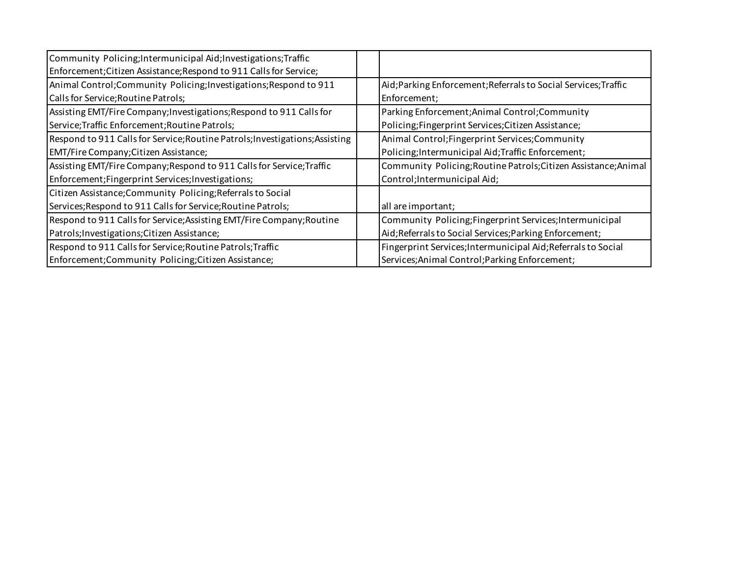| | | |
|---|---|---|
| Community Policing;Intermunicipal Aid;Investigations;Traffic Enforcement;Citizen Assistance;Respond to 911 Calls for Service; | | |
| Animal Control;Community Policing;Investigations;Respond to 911 Calls for Service;Routine Patrols; | | Aid;Parking Enforcement;Referrals to Social Services;Traffic Enforcement; |
| Assisting EMT/Fire Company;Investigations;Respond to 911 Calls for Service;Traffic Enforcement;Routine Patrols; | | Parking Enforcement;Animal Control;Community Policing;Fingerprint Services;Citizen Assistance; |
| Respond to 911 Calls for Service;Routine Patrols;Investigations;Assisting EMT/Fire Company;Citizen Assistance; | | Animal Control;Fingerprint Services;Community Policing;Intermunicipal Aid;Traffic Enforcement; |
| Assisting EMT/Fire Company;Respond to 911 Calls for Service;Traffic Enforcement;Fingerprint Services;Investigations; | | Community Policing;Routine Patrols;Citizen Assistance;Animal Control;Intermunicipal Aid; |
| Citizen Assistance;Community Policing;Referrals to Social Services;Respond to 911 Calls for Service;Routine Patrols; | | all are important; |
| Respond to 911 Calls for Service;Assisting EMT/Fire Company;Routine Patrols;Investigations;Citizen Assistance; | | Community Policing;Fingerprint Services;Intermunicipal Aid;Referrals to Social Services;Parking Enforcement; |
| Respond to 911 Calls for Service;Routine Patrols;Traffic Enforcement;Community Policing;Citizen Assistance; | | Fingerprint Services;Intermunicipal Aid;Referrals to Social Services;Animal Control;Parking Enforcement; |